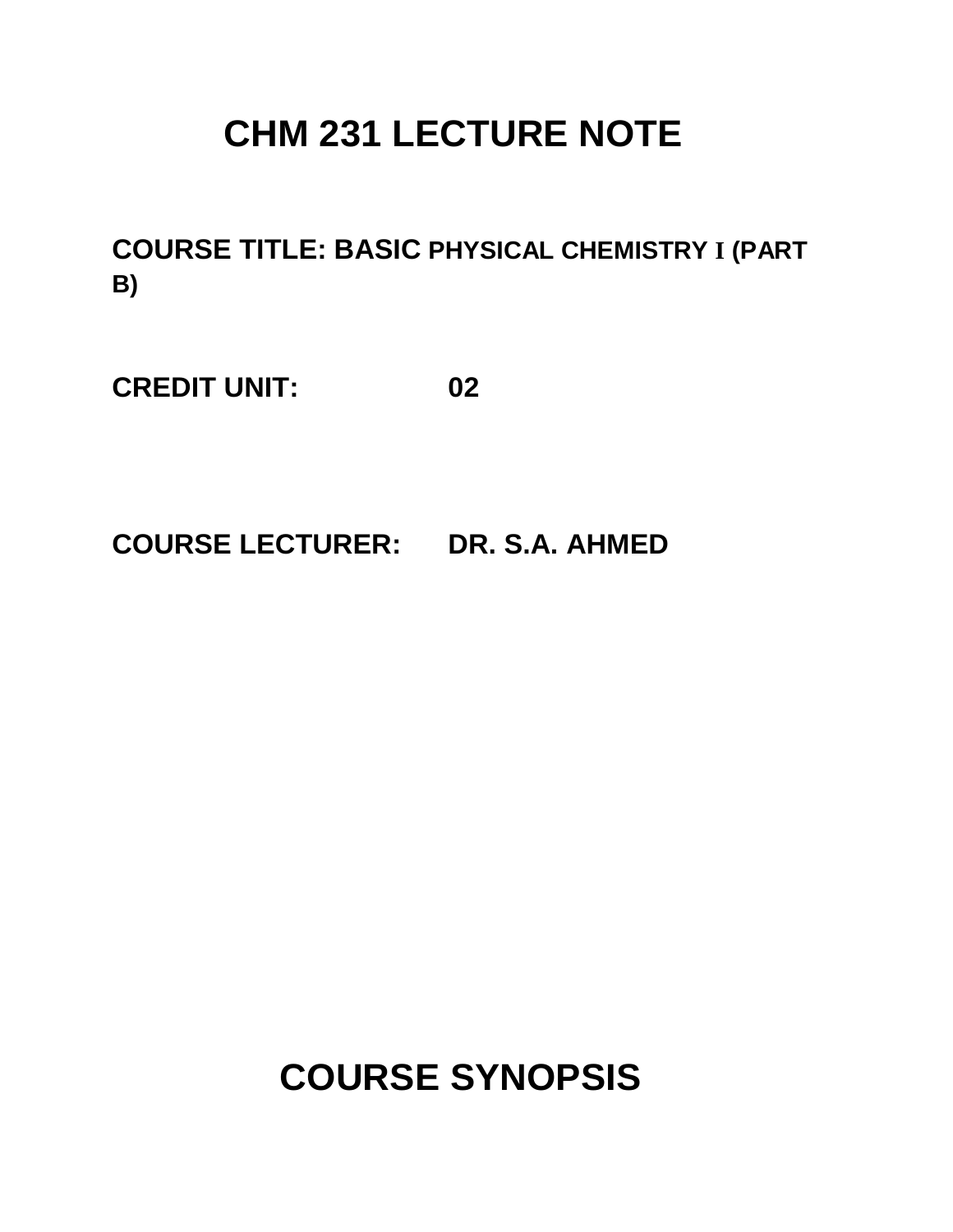# CHM 231 LECTURE NOTE

**COURSE TITLE: BASIC PHYSICAL CHEMISTRY I (PART B)**

**CREDIT UNIT: 02**

**COURSE LECTURER: DR. S.A. AHMED**

## COURSE SYNOPSIS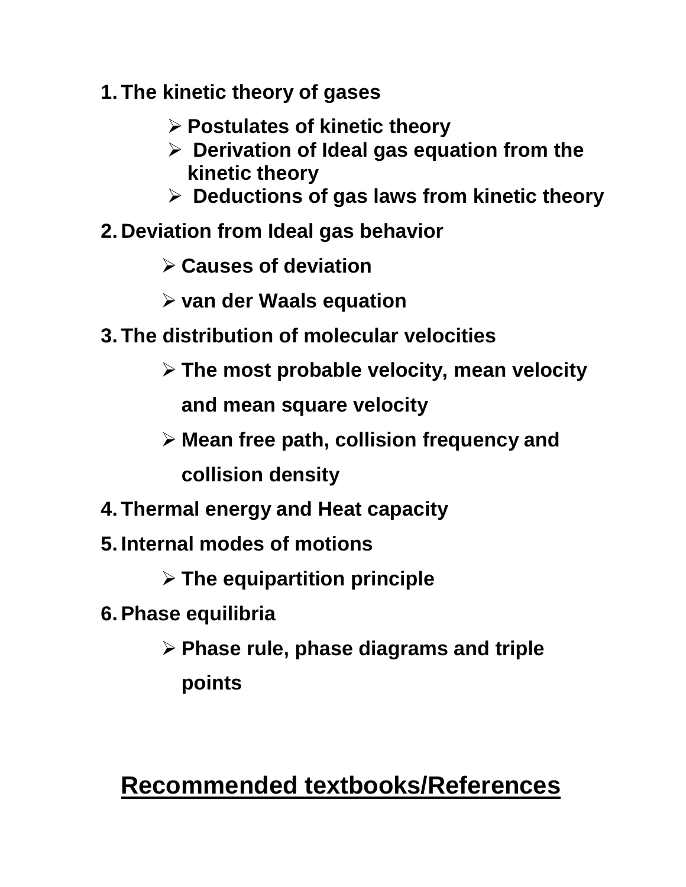1. **The kinetic theory of gases**
    - **Postulates of kinetic theory**
    - **Derivation of Ideal gas equation from the kinetic theory**
    - **Deductions of gas laws from kinetic theory**
2. **Deviation from Ideal gas behavior**
    - **Causes of deviation**
    - **van der Waals equation**
3. **The distribution of molecular velocities**
    - **The most probable velocity, mean velocity and mean square velocity**
    - **Mean free path, collision frequency and collision density**
4. **Thermal energy and Heat capacity**
5. **Internal modes of motions**
    - **The equipartition principle**
6. **Phase equilibria**
    - **Phase rule, phase diagrams and triple points**

## Recommended textbooks/References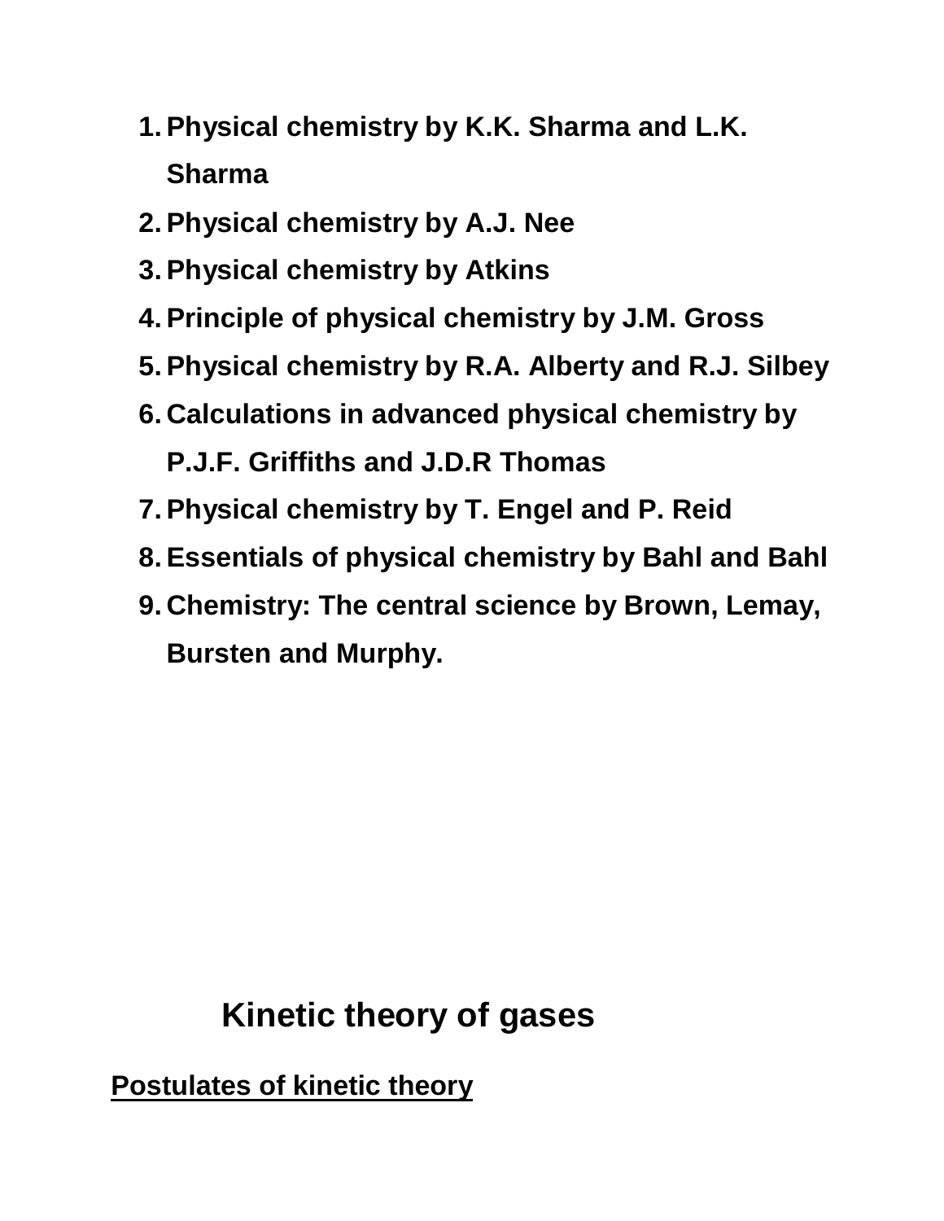1. **Physical chemistry by K.K. Sharma and L.K. Sharma**
2. **Physical chemistry by A.J. Nee**
3. **Physical chemistry by Atkins**
4. **Principle of physical chemistry by J.M. Gross**
5. **Physical chemistry by R.A. Alberty and R.J. Silbey**
6. **Calculations in advanced physical chemistry by P.J.F. Griffiths and J.D.R Thomas**
7. **Physical chemistry by T. Engel and P. Reid**
8. **Essentials of physical chemistry by Bahl and Bahl**
9. **Chemistry: The central science by Brown, Lemay, Bursten and Murphy.**

# Kinetic theory of gases

## Postulates of kinetic theory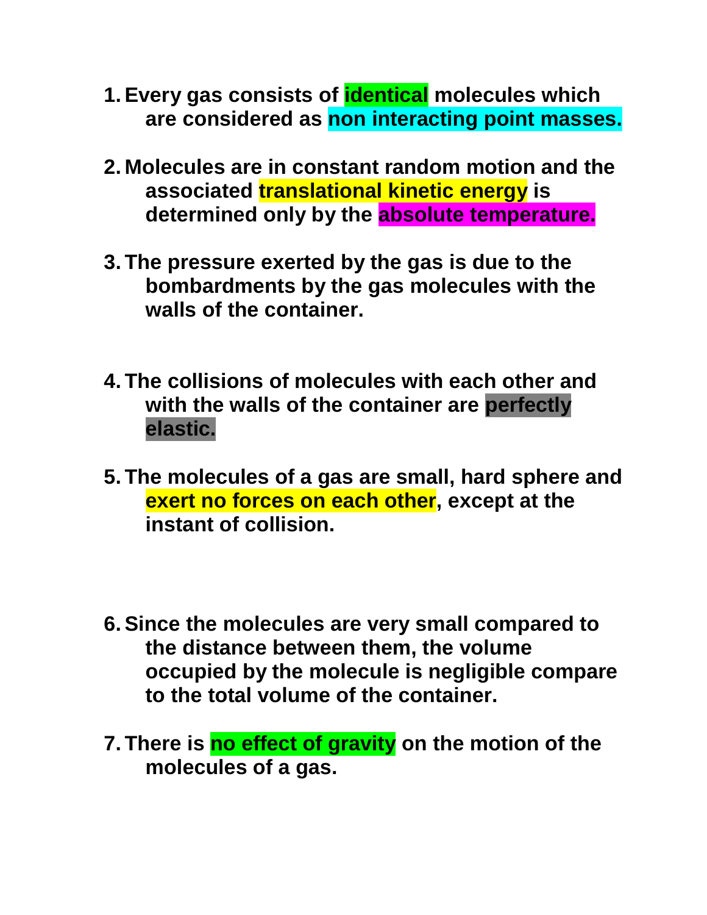1. **Every gas consists of identical molecules which are considered as non interacting point masses.**

2. **Molecules are in constant random motion and the associated translational kinetic energy is determined only by the absolute temperature.**

3. **The pressure exerted by the gas is due to the bombardments by the gas molecules with the walls of the container.**

4. **The collisions of molecules with each other and with the walls of the container are perfectly elastic.**

5. **The molecules of a gas are small, hard sphere and exert no forces on each other, except at the instant of collision.**

6. **Since the molecules are very small compared to the distance between them, the volume occupied by the molecule is negligible compare to the total volume of the container.**

7. **There is no effect of gravity on the motion of the molecules of a gas.**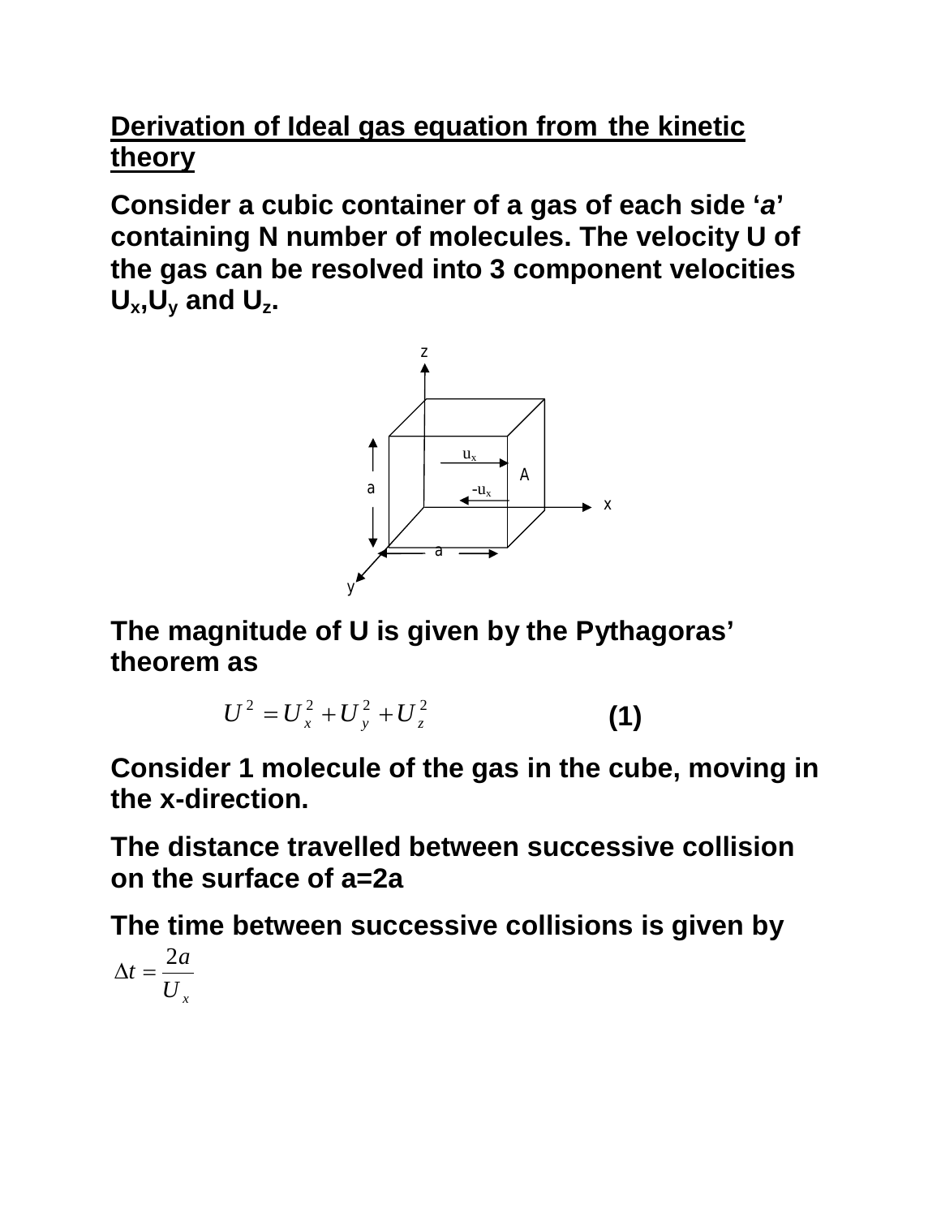**Derivation of Ideal gas equation from the kinetic theory**

**Consider a cubic container of a gas of each side '*a*' containing N number of molecules. The velocity U of the gas can be resolved into 3 component velocities $U_x$,$U_y$ and $U_z$.**

**The magnitude of U is given by the Pythagoras' theorem as**

$$U^2 = U_x^2 + U_y^2 + U_z^2 \qquad \textbf{(1)}$$

**Consider 1 molecule of the gas in the cube, moving in the x-direction.**

**The distance travelled between successive collision on the surface of a=2a**

**The time between successive collisions is given by**

$$\Delta t = \frac{2a}{U_x}$$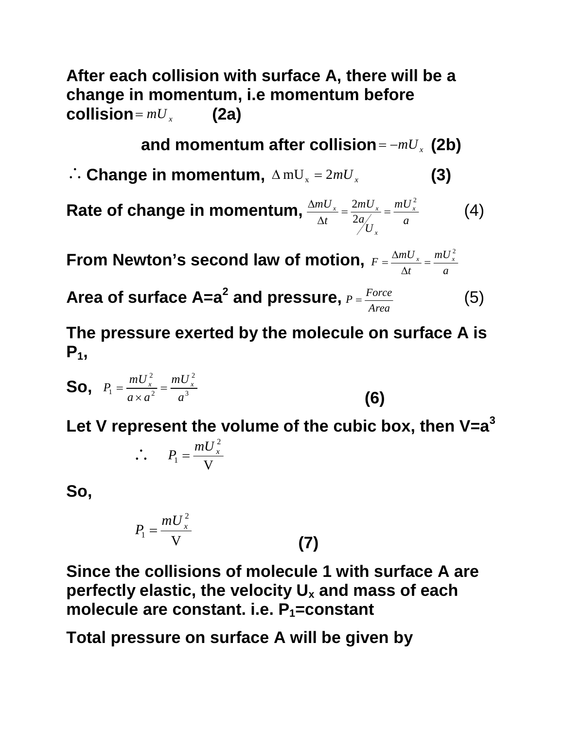**After each collision with surface A, there will be a change in momentum, i.e momentum before collision** $= mU_x$ **(2a)**

**and momentum after collision** $= -mU_x$ **(2b)**

$\therefore$ **Change in momentum,** $\Delta \, mU_x = 2mU_x$ **(3)**

**Rate of change in momentum,** $\frac{\Delta mU_x}{\Delta t} = \frac{2mU_x}{2a/U_x} = \frac{mU_x^2}{a}$ (4)

**From Newton's second law of motion,** $F = \frac{\Delta mU_x}{\Delta t} = \frac{mU_x^2}{a}$

**Area of surface A=a$^2$ and pressure,** $P = \frac{Force}{Area}$ (5)

**The pressure exerted by the molecule on surface A is $P_1$,**

**So,** $P_1 = \frac{mU_x^2}{a \times a^2} = \frac{mU_x^2}{a^3}$ **(6)**

**Let V represent the volume of the cubic box, then V=a$^3$**

$$\therefore \quad P_1 = \frac{mU_x^2}{V}$$

**So,**

$$P_1 = \frac{mU_x^2}{V} \quad \textbf{(7)}$$

**Since the collisions of molecule 1 with surface A are perfectly elastic, the velocity $U_x$ and mass of each molecule are constant. i.e. $P_1$=constant**

**Total pressure on surface A will be given by**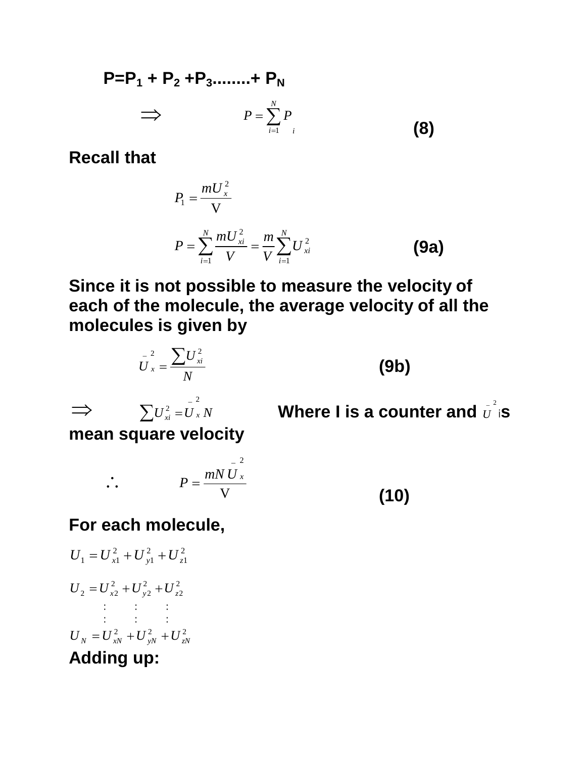**$P = P_1 + P_2 + P_3 \ldots\ldots + P_N$**

$$\Rightarrow \qquad P = \sum_{i=1}^{N} P_i \qquad \textbf{(8)}$$

**Recall that**

$$P_1 = \frac{mU_x^2}{V}$$

$$P = \sum_{i=1}^{N} \frac{mU_{xi}^2}{V} = \frac{m}{V}\sum_{i=1}^{N} U_{xi}^2 \qquad \textbf{(9a)}$$

**Since it is not possible to measure the velocity of each of the molecule, the average velocity of all the molecules is given by**

$$\bar{U}_x^2 = \frac{\sum U_{xi}^2}{N} \qquad \textbf{(9b)}$$

$\Rightarrow \qquad \sum U_{xi}^2 = \bar{U}_x^2 N$ **Where I is a counter and $\bar{U}^2$ is mean square velocity**

$$\therefore \qquad P = \frac{mN\bar{U}_x^2}{V} \qquad \textbf{(10)}$$

**For each molecule,**

$$U_1 = U_{x1}^2 + U_{y1}^2 + U_{z1}^2$$

$$U_2 = U_{x2}^2 + U_{y2}^2 + U_{z2}^2$$

$$\vdots \qquad \vdots \qquad \vdots$$

$$U_N = U_{xN}^2 + U_{yN}^2 + U_{zN}^2$$

**Adding up:**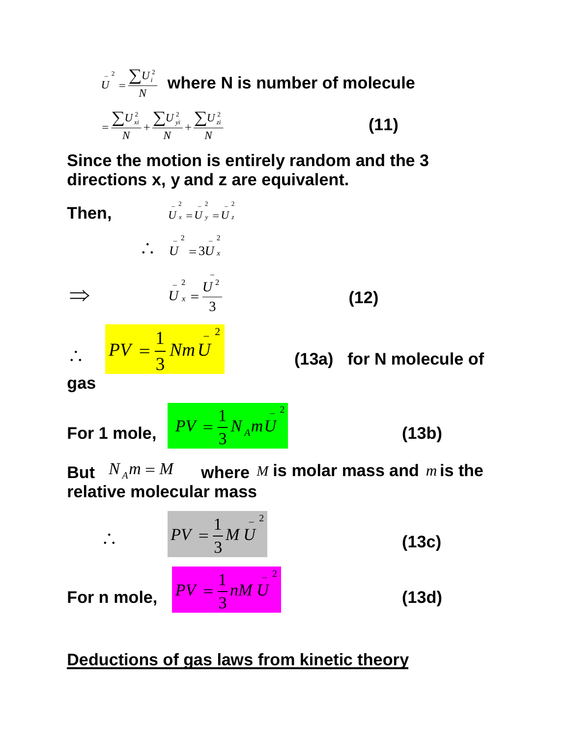$$\bar{U}^2 = \frac{\sum U_i^2}{N}$$ **where N is number of molecule**

$$= \frac{\sum U_{xi}^2}{N} + \frac{\sum U_{yi}^2}{N} + \frac{\sum U_{zi}^2}{N} \qquad \textbf{(11)}$$

**Since the motion is entirely random and the 3 directions x, y and z are equivalent.**

**Then,** $$\bar{U}_x^2 = \bar{U}_y^2 = \bar{U}_z^2$$

$$\therefore \quad \bar{U}^2 = 3\bar{U}_x^2$$

$$\Rightarrow \quad \bar{U}_x^2 = \frac{\bar{U}^2}{3} \qquad \textbf{(12)}$$

$$\therefore \quad PV = \frac{1}{3}Nm\bar{U}^2 \qquad \textbf{(13a)}$$ **for N molecule of gas**

**For 1 mole,** $$PV = \frac{1}{3}N_A m\bar{U}^2 \qquad \textbf{(13b)}$$

**But** $N_A m = M$ **where** $M$ **is molar mass and** $m$ **is the relative molecular mass**

$$\therefore \quad PV = \frac{1}{3}M\bar{U}^2 \qquad \textbf{(13c)}$$

**For n mole,** $$PV = \frac{1}{3}nM\bar{U}^2 \qquad \textbf{(13d)}$$

## <u>Deductions of gas laws from kinetic theory</u>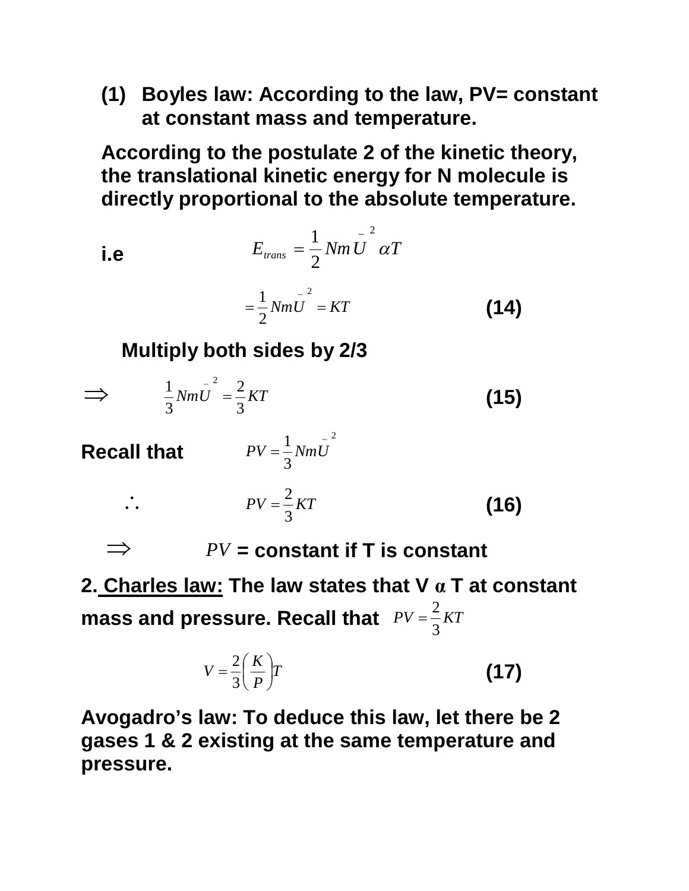(1) Boyles law: According to the law, PV= constant at constant mass and temperature.

According to the postulate 2 of the kinetic theory, the translational kinetic energy for N molecule is directly proportional to the absolute temperature.

i.e $$E_{trans} = \frac{1}{2} Nm\bar{U}^2 \alpha T$$

$$= \frac{1}{2} Nm\bar{U}^2 = KT \qquad \textbf{(14)}$$

Multiply both sides by 2/3

$$\Rightarrow \qquad \frac{1}{3} Nm\bar{U}^2 = \frac{2}{3} KT \qquad \textbf{(15)}$$

Recall that $PV = \frac{1}{3} Nm\bar{U}^2$

$$\therefore \qquad PV = \frac{2}{3} KT \qquad \textbf{(16)}$$

$\Rightarrow$ $PV$ = constant if T is constant

2. Charles law: The law states that V $\alpha$ T at constant mass and pressure. Recall that $PV = \frac{2}{3} KT$

$$V = \frac{2}{3}\left(\frac{K}{P}\right)T \qquad \textbf{(17)}$$

Avogadro's law: To deduce this law, let there be 2 gases 1 & 2 existing at the same temperature and pressure.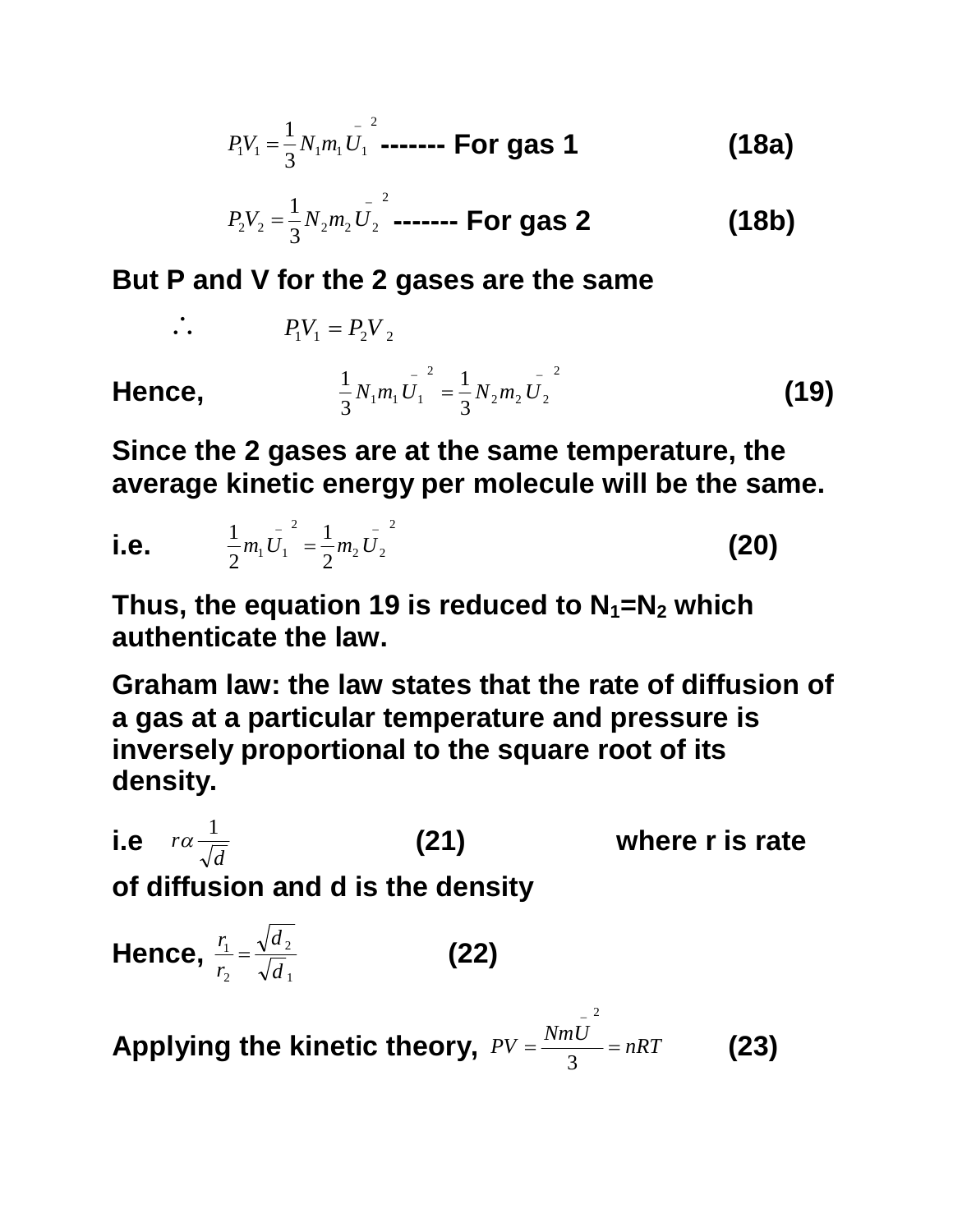$$P_1V_1 = \frac{1}{3}N_1m_1\bar{U}_1^{\,2}$$ **------- For gas 1** **(18a)**

$$P_2V_2 = \frac{1}{3}N_2m_2\bar{U}_2^{\,2}$$ **------- For gas 2** **(18b)**

**But P and V for the 2 gases are the same**

$$\therefore \qquad P_1V_1 = P_2V_2$$

**Hence,**

$$\frac{1}{3}N_1m_1\bar{U}_1^{\,2} = \frac{1}{3}N_2m_2\bar{U}_2^{\,2} \qquad \textbf{(19)}$$

**Since the 2 gases are at the same temperature, the average kinetic energy per molecule will be the same.**

**i.e.**

$$\frac{1}{2}m_1\bar{U}_1^{\,2} = \frac{1}{2}m_2\bar{U}_2^{\,2} \qquad \textbf{(20)}$$

**Thus, the equation 19 is reduced to $N_1 = N_2$ which authenticate the law.**

**Graham law: the law states that the rate of diffusion of a gas at a particular temperature and pressure is inversely proportional to the square root of its density.**

**i.e** $r \alpha \frac{1}{\sqrt{d}}$ **(21)** **where r is rate of diffusion and d is the density**

**Hence,**

$$\frac{r_1}{r_2} = \frac{\sqrt{d_2}}{\sqrt{d_1}} \qquad \textbf{(22)}$$

**Applying the kinetic theory,**

$$PV = \frac{Nm\bar{U}^{\,2}}{3} = nRT \qquad \textbf{(23)}$$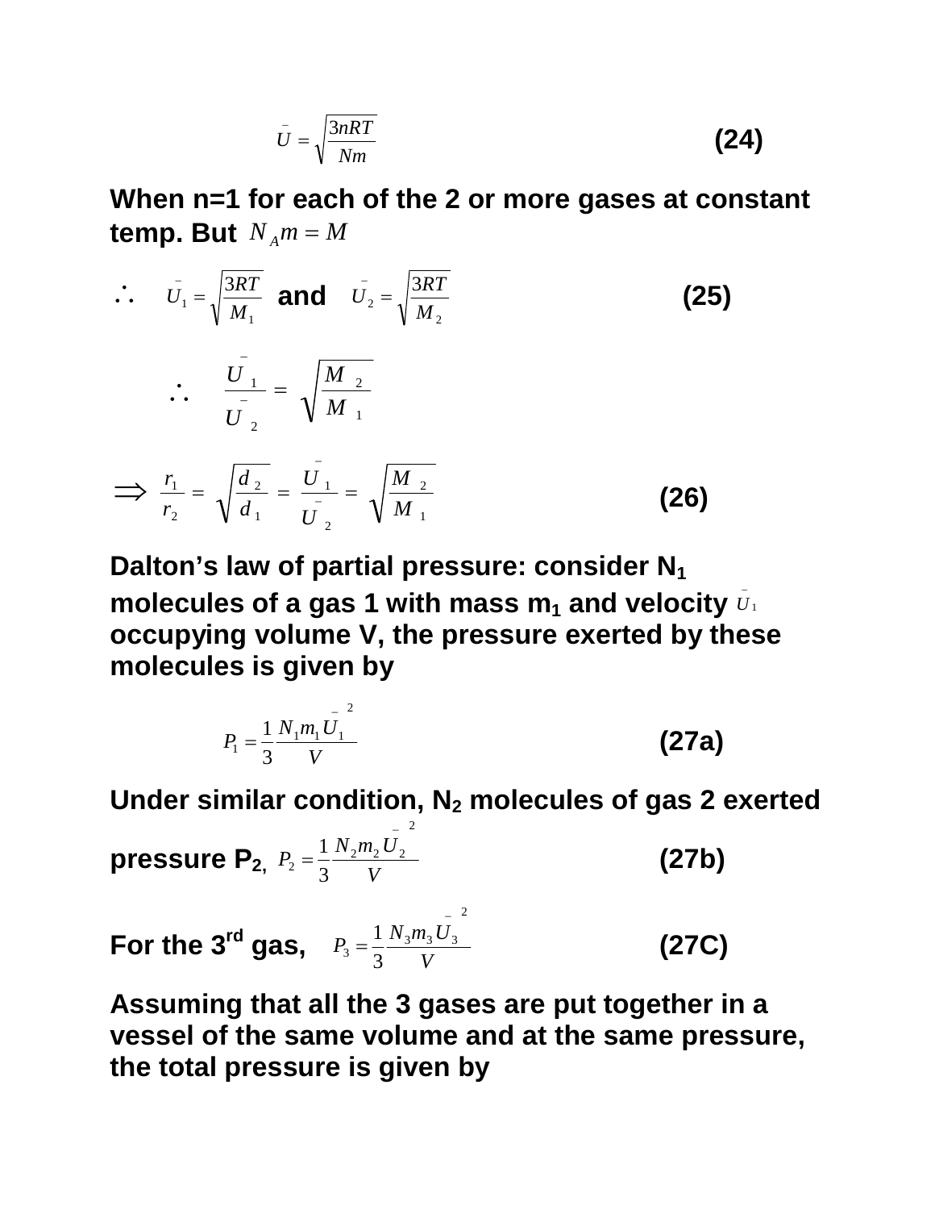$$\bar{U} = \sqrt{\frac{3nRT}{Nm}} \qquad \textbf{(24)}$$

**When n=1 for each of the 2 or more gases at constant temp. But** $N_A m = M$

$$\therefore \quad \bar{U}_1 = \sqrt{\frac{3RT}{M_1}} \quad \textbf{and} \quad \bar{U}_2 = \sqrt{\frac{3RT}{M_2}} \qquad \textbf{(25)}$$

$$\therefore \quad \frac{\bar{U}_1}{\bar{U}_2} = \sqrt{\frac{M_2}{M_1}}$$

$$\Rightarrow \frac{r_1}{r_2} = \sqrt{\frac{d_2}{d_1}} = \frac{\bar{U}_1}{\bar{U}_2} = \sqrt{\frac{M_2}{M_1}} \qquad \textbf{(26)}$$

**Dalton's law of partial pressure: consider $N_1$ molecules of a gas 1 with mass $m_1$ and velocity $\bar{U}_1$ occupying volume V, the pressure exerted by these molecules is given by**

$$P_1 = \frac{1}{3}\frac{N_1 m_1 \bar{U}_1^2}{V} \qquad \textbf{(27a)}$$

**Under similar condition, $N_2$ molecules of gas 2 exerted pressure $P_2$,** $P_2 = \frac{1}{3}\frac{N_2 m_2 \bar{U}_2^2}{V}$ **(27b)**

**For the 3rd gas,** $P_3 = \frac{1}{3}\frac{N_3 m_3 \bar{U}_3^2}{V}$ **(27C)**

**Assuming that all the 3 gases are put together in a vessel of the same volume and at the same pressure, the total pressure is given by**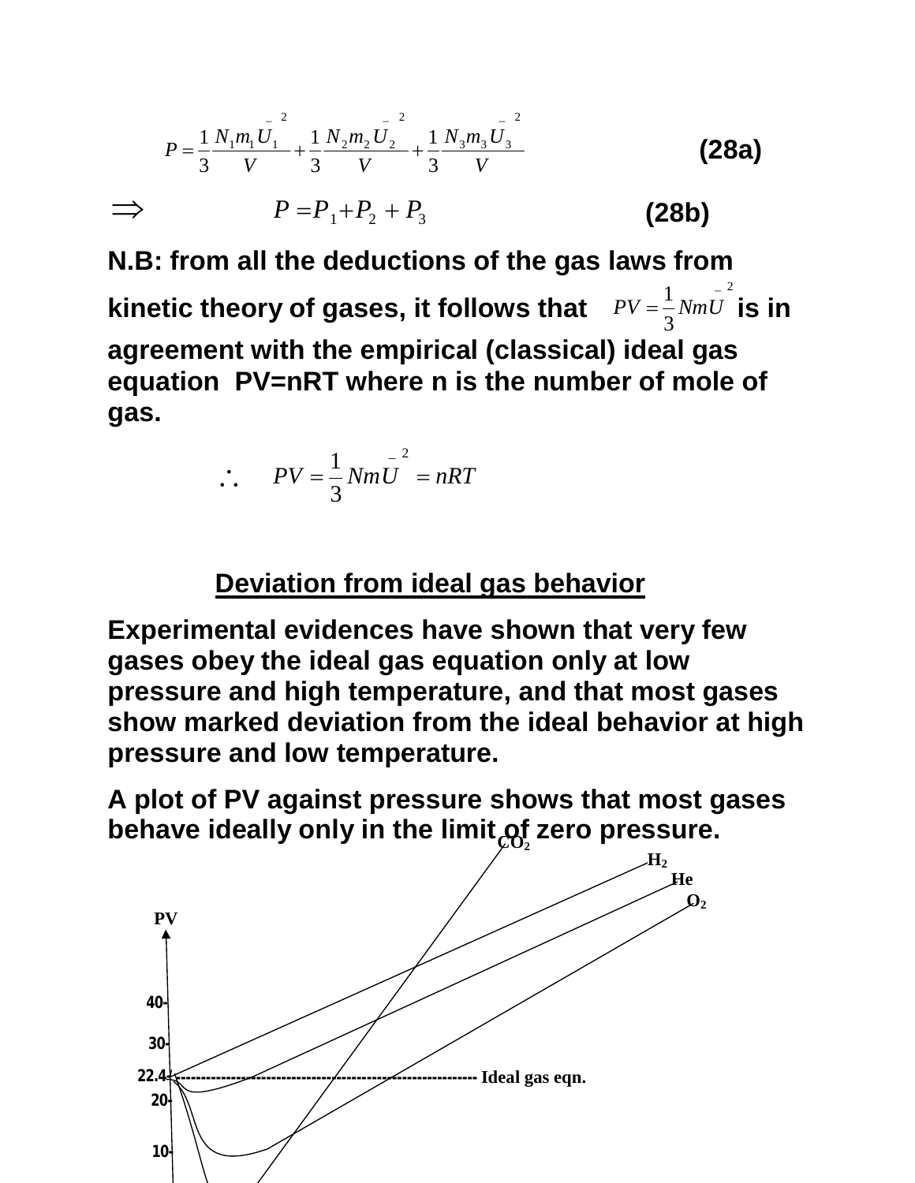$$P = \frac{1}{3}\frac{N_1 m_1 \bar{U}_1^{\,2}}{V} + \frac{1}{3}\frac{N_2 m_2 \bar{U}_2^{\,2}}{V} + \frac{1}{3}\frac{N_3 m_3 \bar{U}_3^{\,2}}{V} \quad \textbf{(28a)}$$

$$\Rightarrow \quad P = P_1 + P_2 + P_3 \quad \textbf{(28b)}$$

**N.B: from all the deductions of the gas laws from kinetic theory of gases, it follows that $PV = \frac{1}{3}Nm\bar{U}^2$ is in agreement with the empirical (classical) ideal gas equation PV=nRT where n is the number of mole of gas.**

$$\therefore \quad PV = \frac{1}{3}Nm\bar{U}^2 = nRT$$

## Deviation from ideal gas behavior

**Experimental evidences have shown that very few gases obey the ideal gas equation only at low pressure and high temperature, and that most gases show marked deviation from the ideal behavior at high pressure and low temperature.**

**A plot of PV against pressure shows that most gases behave ideally only in the limit of zero pressure.**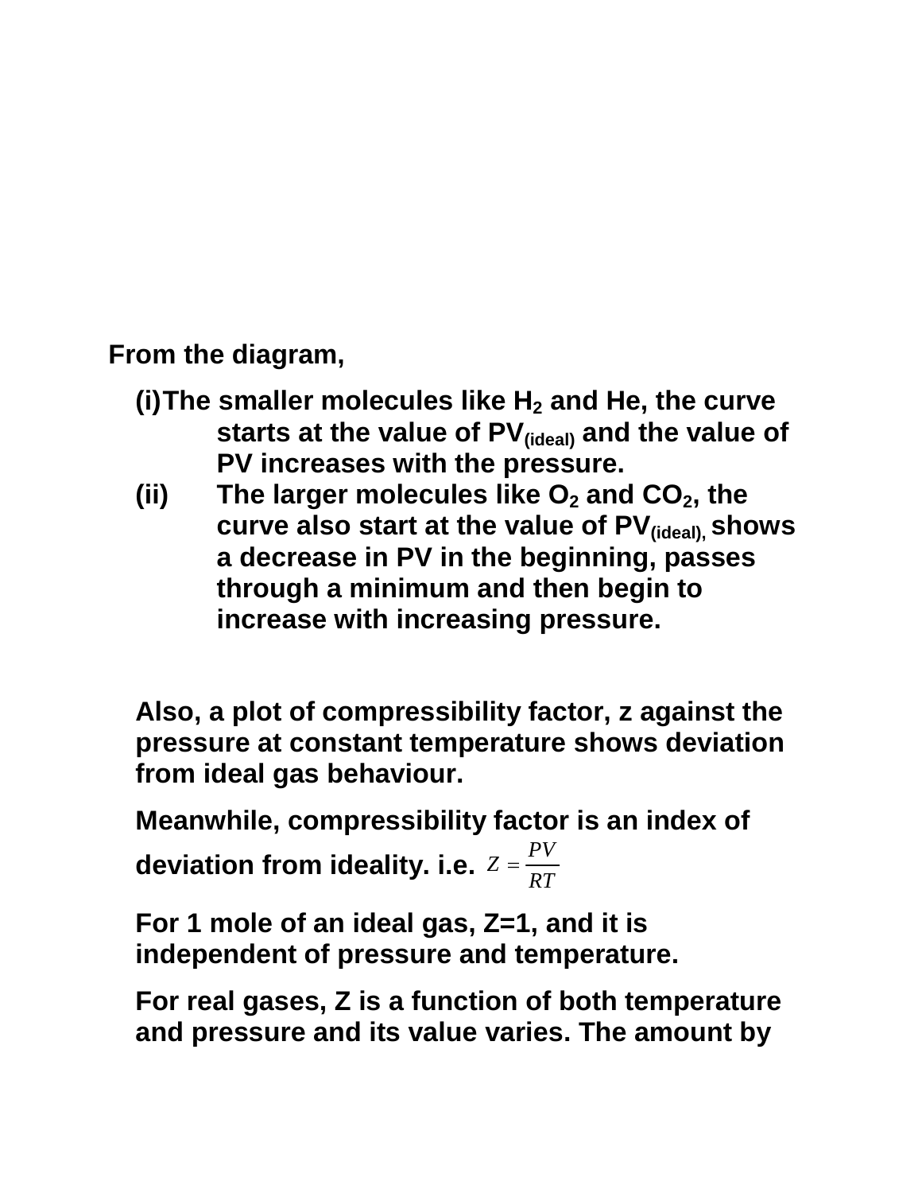From the diagram,

(i) The smaller molecules like $H_2$ and He, the curve starts at the value of $PV_{(ideal)}$ and the value of PV increases with the pressure.

(ii) The larger molecules like $O_2$ and $CO_2$, the curve also start at the value of $PV_{(ideal)}$, shows a decrease in PV in the beginning, passes through a minimum and then begin to increase with increasing pressure.

Also, a plot of compressibility factor, z against the pressure at constant temperature shows deviation from ideal gas behaviour.

Meanwhile, compressibility factor is an index of deviation from ideality. i.e. $Z = \frac{PV}{RT}$

For 1 mole of an ideal gas, Z=1, and it is independent of pressure and temperature.

For real gases, Z is a function of both temperature and pressure and its value varies. The amount by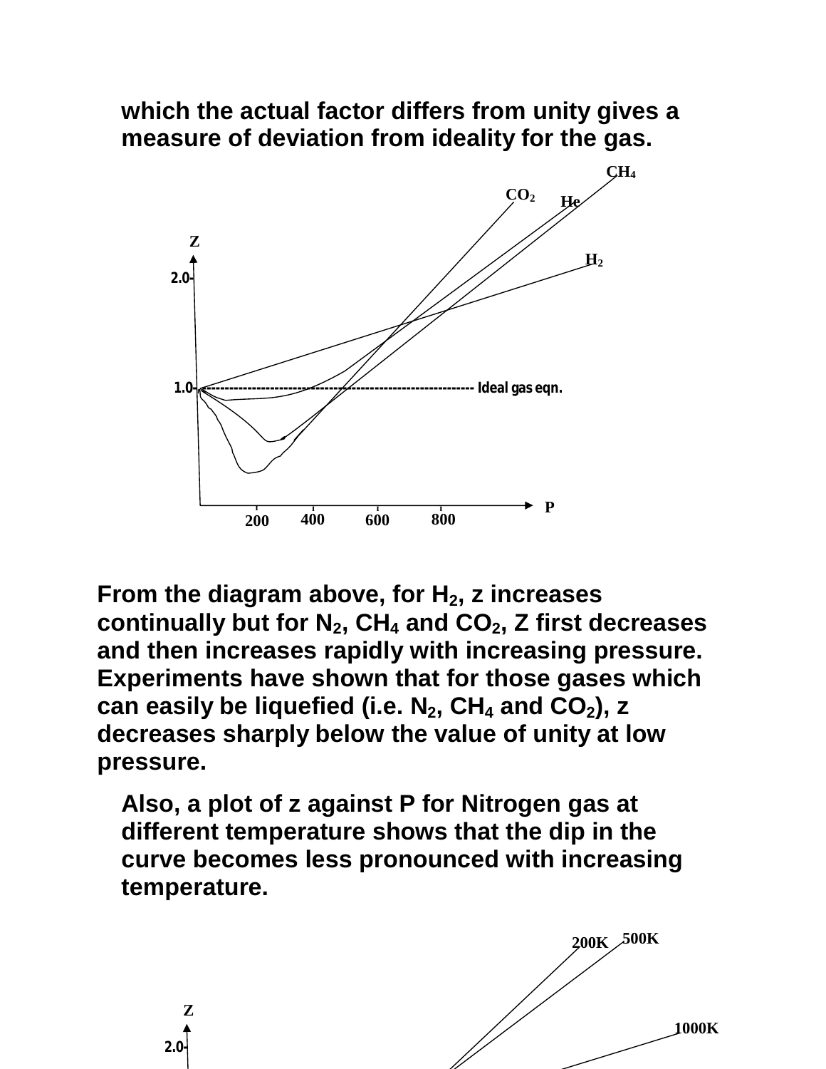which the actual factor differs from unity gives a measure of deviation from ideality for the gas.

From the diagram above, for $H_2$, z increases continually but for $N_2$, $CH_4$ and $CO_2$, Z first decreases and then increases rapidly with increasing pressure. Experiments have shown that for those gases which can easily be liquefied (i.e. $N_2$, $CH_4$ and $CO_2$), z decreases sharply below the value of unity at low pressure.

Also, a plot of z against P for Nitrogen gas at different temperature shows that the dip in the curve becomes less pronounced with increasing temperature.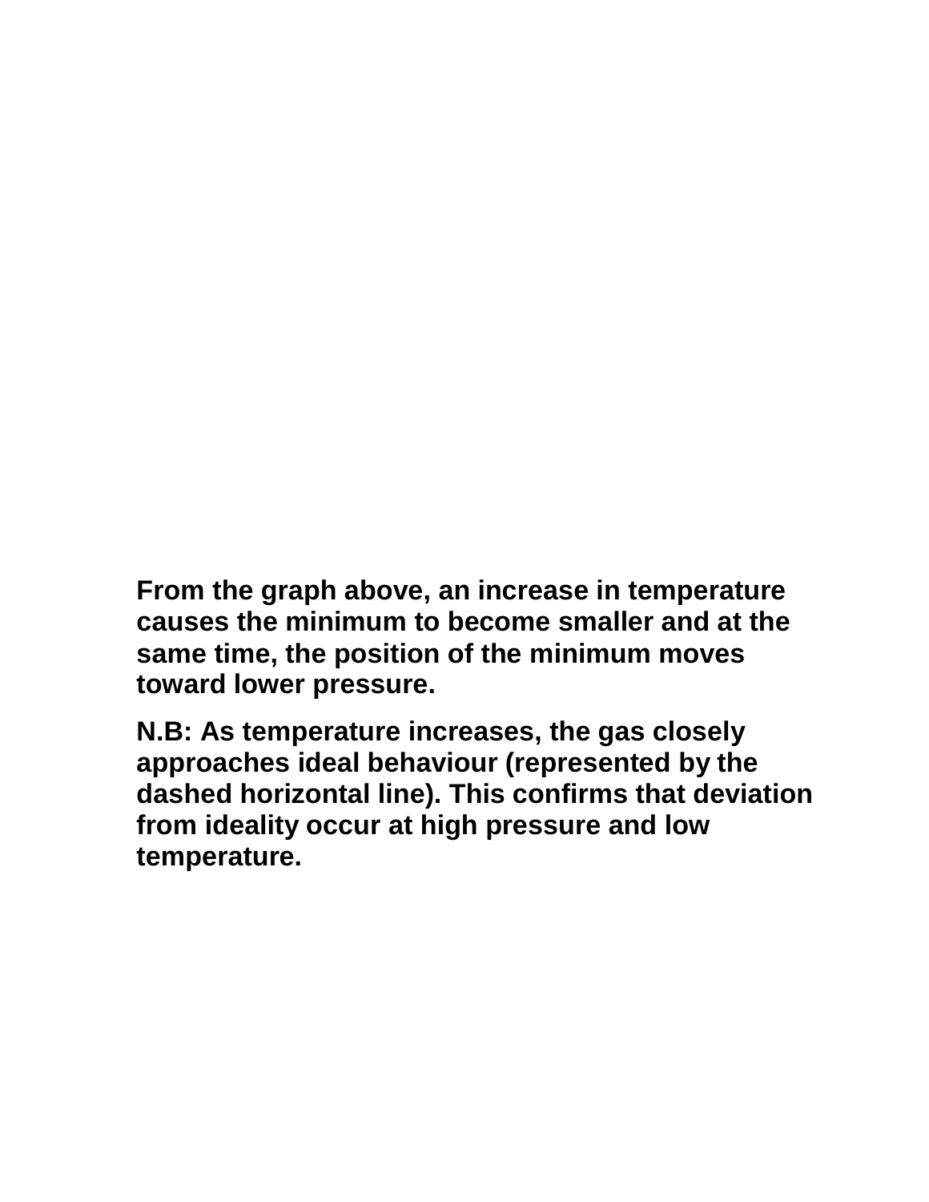**From the graph above, an increase in temperature causes the minimum to become smaller and at the same time, the position of the minimum moves toward lower pressure.**

**N.B: As temperature increases, the gas closely approaches ideal behaviour (represented by the dashed horizontal line). This confirms that deviation from ideality occur at high pressure and low temperature.**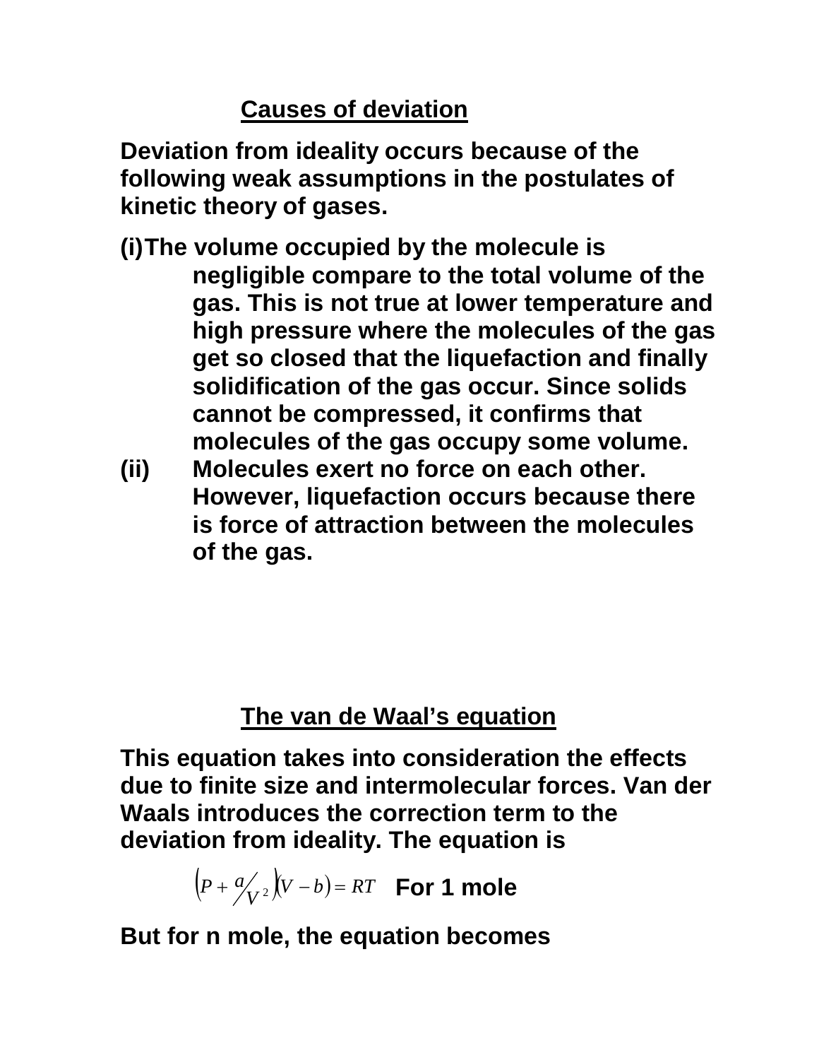## Causes of deviation

**Deviation from ideality occurs because of the following weak assumptions in the postulates of kinetic theory of gases.**

**(i) The volume occupied by the molecule is negligible compare to the total volume of the gas. This is not true at lower temperature and high pressure where the molecules of the gas get so closed that the liquefaction and finally solidification of the gas occur. Since solids cannot be compressed, it confirms that molecules of the gas occupy some volume.**

**(ii) Molecules exert no force on each other. However, liquefaction occurs because there is force of attraction between the molecules of the gas.**

## The van de Waal's equation

**This equation takes into consideration the effects due to finite size and intermolecular forces. Van der Waals introduces the correction term to the deviation from ideality. The equation is**

$$\left(P + \frac{a}{V^2}\right)(V - b) = RT \quad \textbf{For 1 mole}$$

**But for n mole, the equation becomes**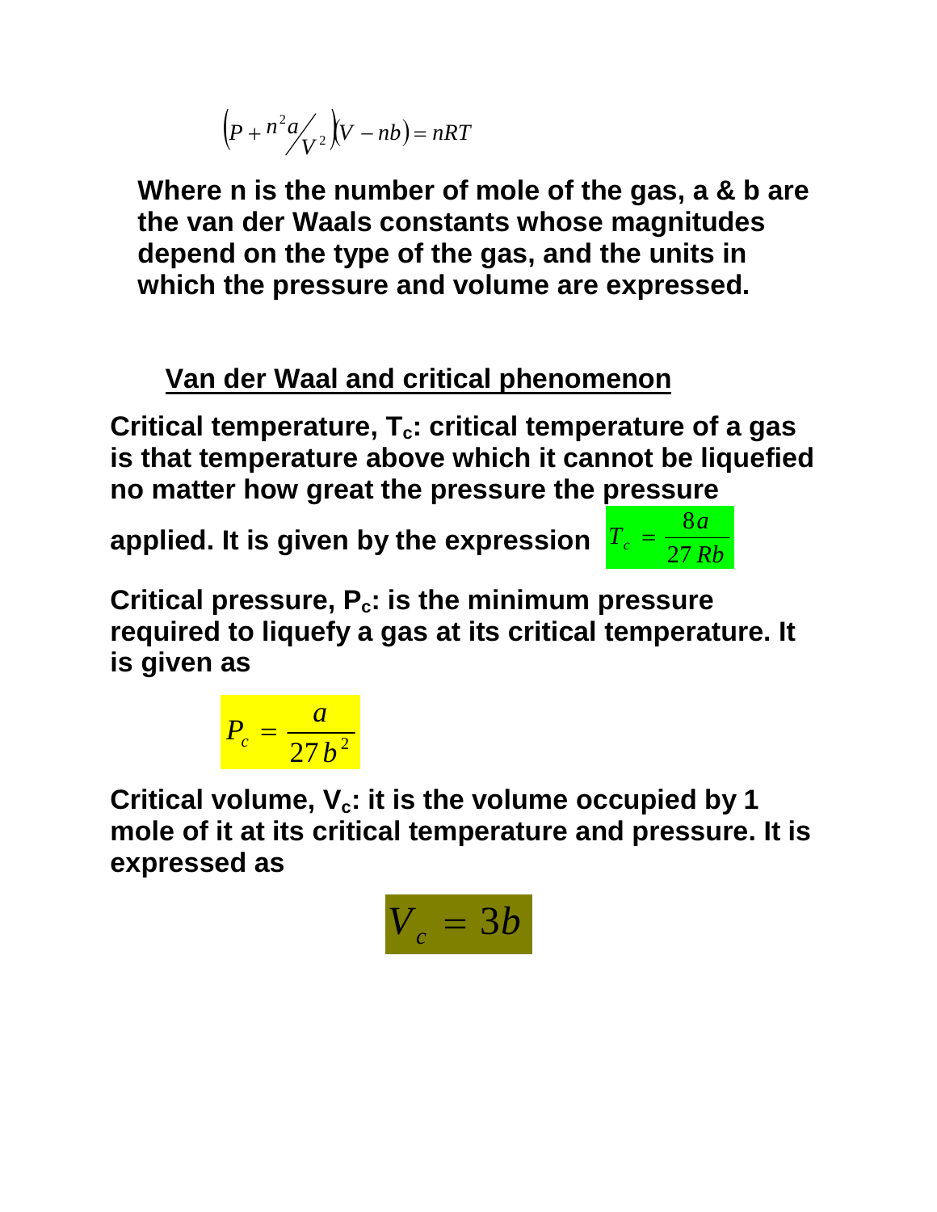$$\left(P + \frac{n^2 a}{V^2}\right)(V - nb) = nRT$$

**Where n is the number of mole of the gas, a & b are the van der Waals constants whose magnitudes depend on the type of the gas, and the units in which the pressure and volume are expressed.**

## <u>Van der Waal and critical phenomenon</u>

**Critical temperature, $T_c$: critical temperature of a gas is that temperature above which it cannot be liquefied no matter how great the pressure the pressure applied. It is given by the expression** $T_c = \frac{8a}{27Rb}$

**Critical pressure, $P_c$: is the minimum pressure required to liquefy a gas at its critical temperature. It is given as**

$$P_c = \frac{a}{27b^2}$$

**Critical volume, $V_c$: it is the volume occupied by 1 mole of it at its critical temperature and pressure. It is expressed as**

$$V_c = 3b$$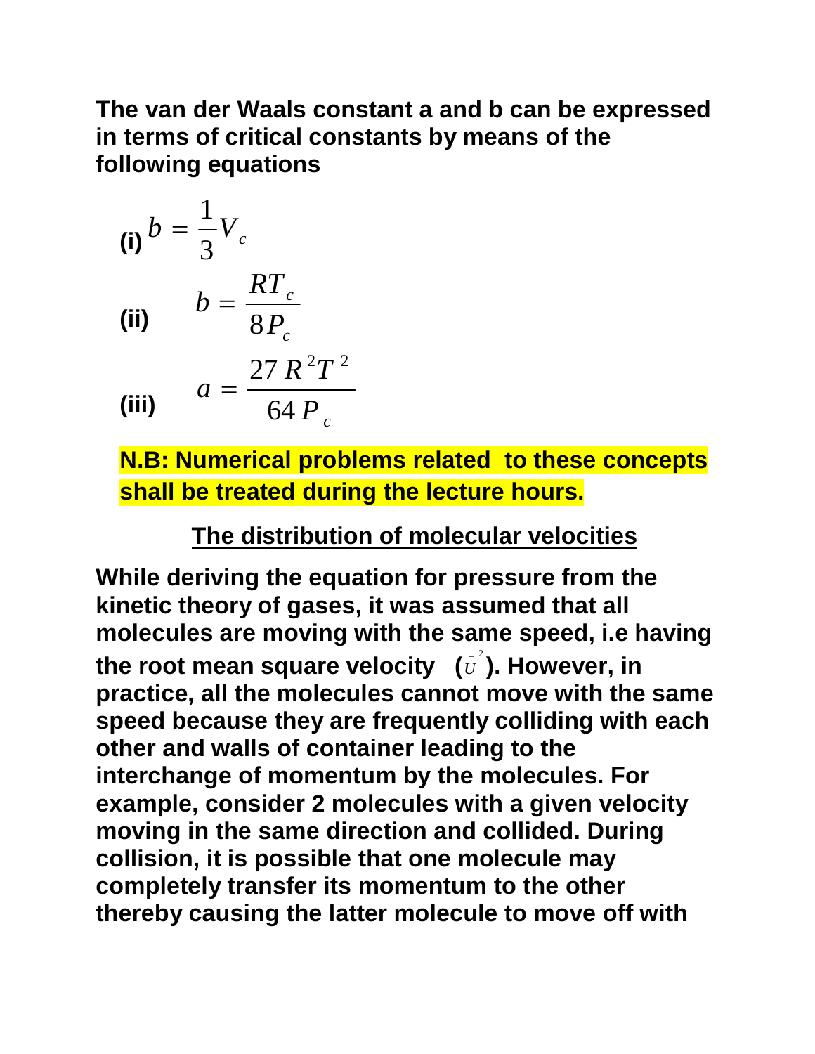**The van der Waals constant a and b can be expressed in terms of critical constants by means of the following equations**

**(i)** $b = \frac{1}{3}V_c$

**(ii)** $b = \frac{RT_c}{8P_c}$

**(iii)** $a = \frac{27\,R^2T^2}{64\,P_c}$

**N.B: Numerical problems related to these concepts shall be treated during the lecture hours.**

## The distribution of molecular velocities

**While deriving the equation for pressure from the kinetic theory of gases, it was assumed that all molecules are moving with the same speed, i.e having the root mean square velocity ($\bar{U}^2$). However, in practice, all the molecules cannot move with the same speed because they are frequently colliding with each other and walls of container leading to the interchange of momentum by the molecules. For example, consider 2 molecules with a given velocity moving in the same direction and collided. During collision, it is possible that one molecule may completely transfer its momentum to the other thereby causing the latter molecule to move off with**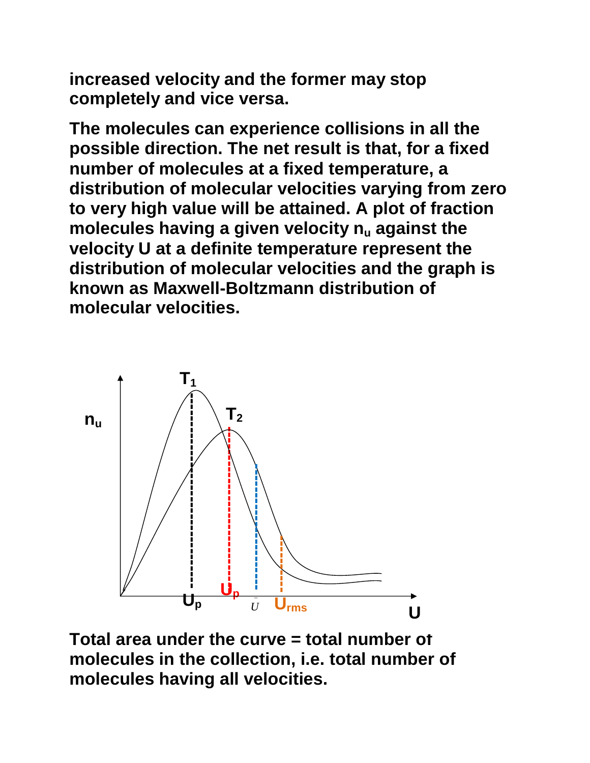**increased velocity and the former may stop completely and vice versa.**

**The molecules can experience collisions in all the possible direction. The net result is that, for a fixed number of molecules at a fixed temperature, a distribution of molecular velocities varying from zero to very high value will be attained. A plot of fraction molecules having a given velocity $n_u$ against the velocity U at a definite temperature represent the distribution of molecular velocities and the graph is known as Maxwell-Boltzmann distribution of molecular velocities.**

**Total area under the curve = total number of molecules in the collection, i.e. total number of molecules having all velocities.**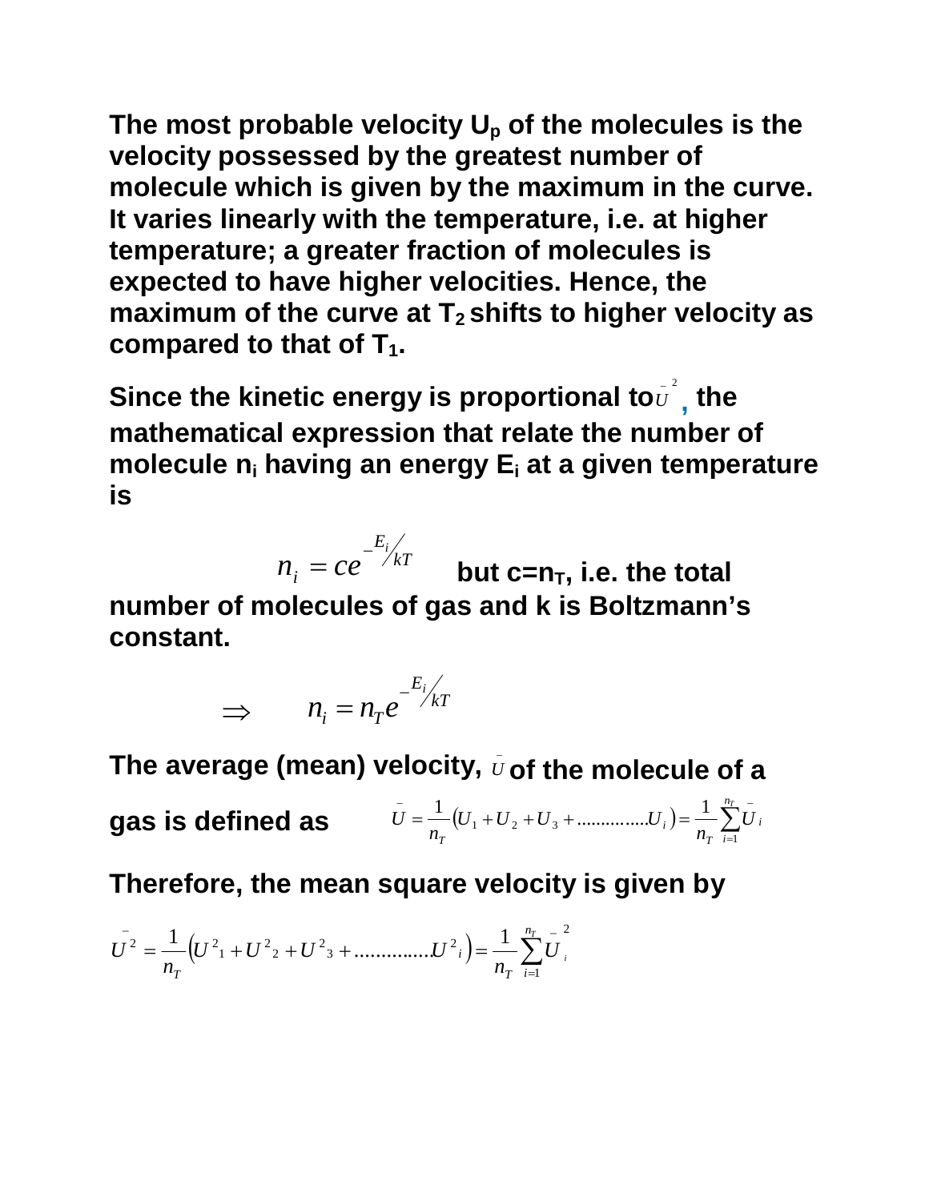**The most probable velocity $U_p$ of the molecules is the velocity possessed by the greatest number of molecule which is given by the maximum in the curve. It varies linearly with the temperature, i.e. at higher temperature; a greater fraction of molecules is expected to have higher velocities. Hence, the maximum of the curve at $T_2$ shifts to higher velocity as compared to that of $T_1$.**

**Since the kinetic energy is proportional to $\bar{U}^2$, the mathematical expression that relate the number of molecule $n_i$ having an energy $E_i$ at a given temperature is**

$$n_i = ce^{-E_i/kT}$$

**but $c=n_T$, i.e. the total number of molecules of gas and k is Boltzmann's constant.**

$$\Rightarrow \quad n_i = n_T e^{-E_i/kT}$$

**The average (mean) velocity, $\bar{U}$ of the molecule of a gas is defined as**

$$\bar{U} = \frac{1}{n_T}\left(U_1 + U_2 + U_3 + \ldots\ldots\ldots\ldots U_i\right) = \frac{1}{n_T}\sum_{i=1}^{n_T}\bar{U}_i$$

**Therefore, the mean square velocity is given by**

$$\bar{U}^2 = \frac{1}{n_T}\left(U^2{}_1 + U^2{}_2 + U^2{}_3 + \ldots\ldots\ldots\ldots U^2{}_i\right) = \frac{1}{n_T}\sum_{i=1}^{n_T}\bar{U}_i^2$$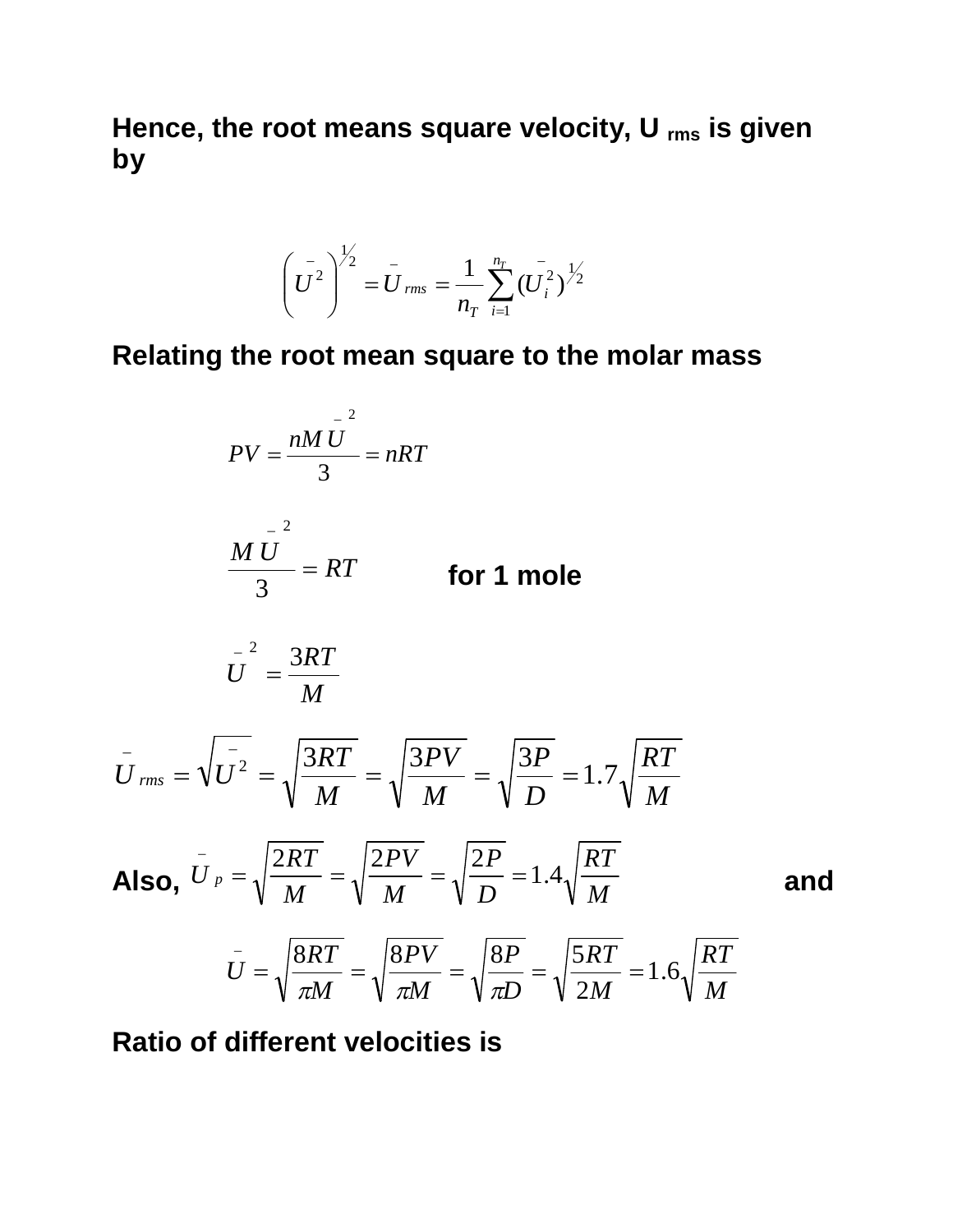**Hence, the root means square velocity, U $_{rms}$ is given by**

$$\left(\bar{U}^2\right)^{1/2} = \bar{U}_{rms} = \frac{1}{n_T}\sum_{i=1}^{n_T}(\bar{U}_i^2)^{1/2}$$

**Relating the root mean square to the molar mass**

$$PV = \frac{nM\bar{U}^2}{3} = nRT$$

$$\frac{M\bar{U}^2}{3} = RT \qquad \textbf{for 1 mole}$$

$$\bar{U}^2 = \frac{3RT}{M}$$

$$\bar{U}_{rms} = \sqrt{\bar{U}^2} = \sqrt{\frac{3RT}{M}} = \sqrt{\frac{3PV}{M}} = \sqrt{\frac{3P}{D}} = 1.7\sqrt{\frac{RT}{M}}$$

**Also,** $\bar{U}_p = \sqrt{\frac{2RT}{M}} = \sqrt{\frac{2PV}{M}} = \sqrt{\frac{2P}{D}} = 1.4\sqrt{\frac{RT}{M}}$ **and**

$$\bar{U} = \sqrt{\frac{8RT}{\pi M}} = \sqrt{\frac{8PV}{\pi M}} = \sqrt{\frac{8P}{\pi D}} = \sqrt{\frac{5RT}{2M}} = 1.6\sqrt{\frac{RT}{M}}$$

**Ratio of different velocities is**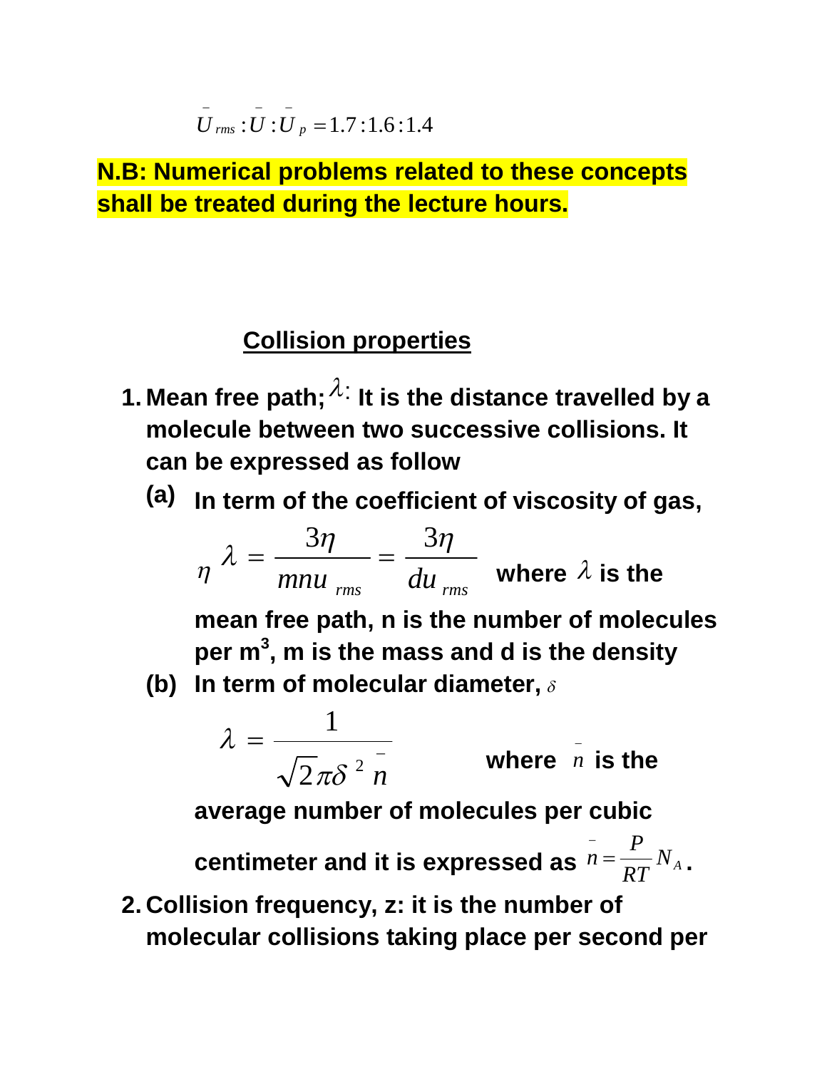$$\bar{U}_{rms} : \bar{U} : \bar{U}_p = 1.7 : 1.6 : 1.4$$

**N.B: Numerical problems related to these concepts shall be treated during the lecture hours.**

## Collision properties

1. **Mean free path; $\lambda$: It is the distance travelled by a molecule between two successive collisions. It can be expressed as follow**

   **(a) In term of the coefficient of viscosity of gas,**

   $$\eta \quad \lambda = \frac{3\eta}{mnu_{rms}} = \frac{3\eta}{du_{rms}}$$ **where $\lambda$ is the mean free path, n is the number of molecules per m$^3$, m is the mass and d is the density**

   **(b) In term of molecular diameter, $\delta$**

   $$\lambda = \frac{1}{\sqrt{2}\pi\delta^2 \bar{n}}$$ **where $\bar{n}$ is the average number of molecules per cubic centimeter and it is expressed as $\bar{n} = \frac{P}{RT} N_A$.**

2. **Collision frequency, z: it is the number of molecular collisions taking place per second per**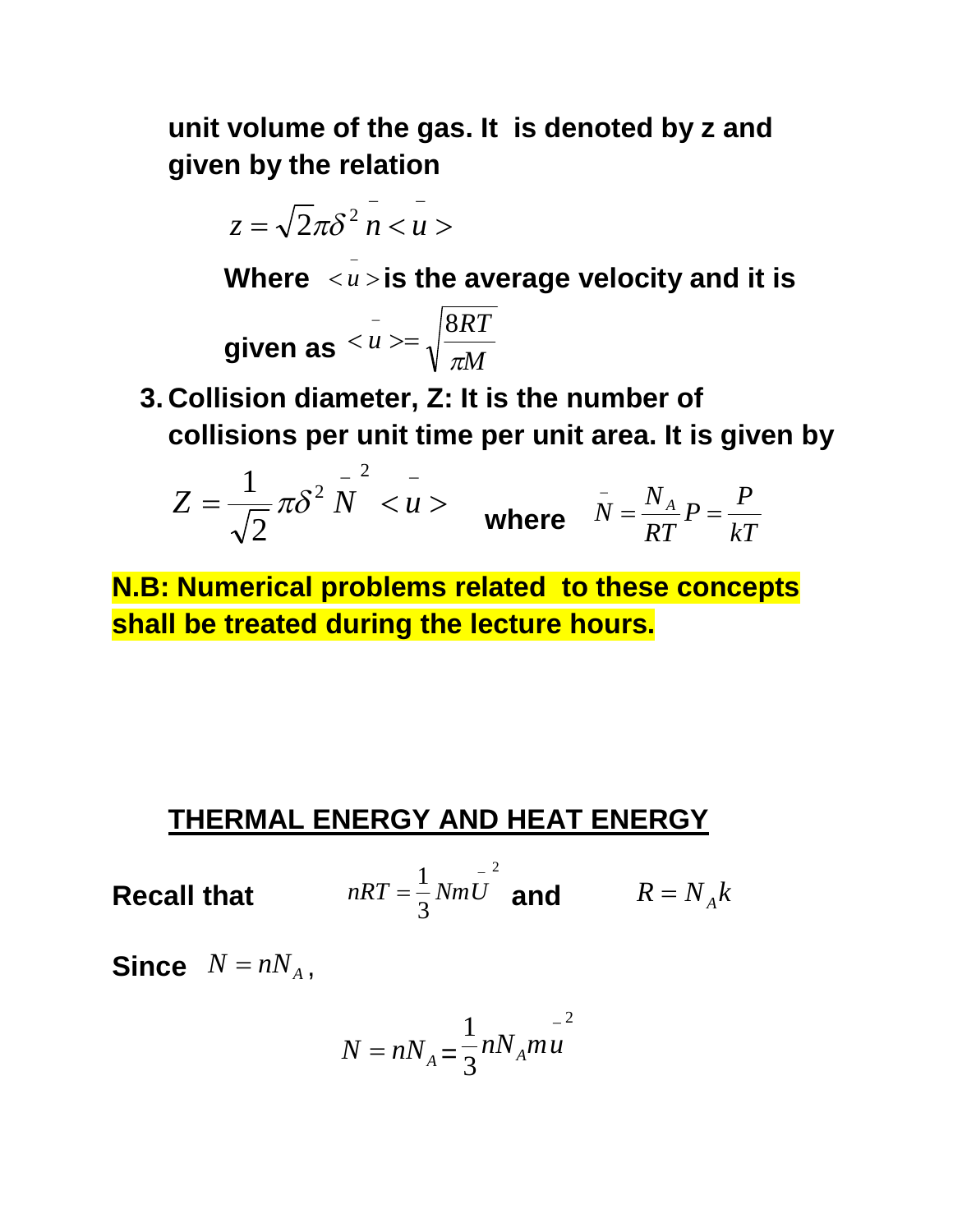**unit volume of the gas. It is denoted by z and given by the relation**

$$z = \sqrt{2}\pi\delta^2 \bar{n} < \bar{u} >$$

**Where** $< \bar{u} >$ **is the average velocity and it is given as** $< \bar{u} > = \sqrt{\frac{8RT}{\pi M}}$

3. **Collision diameter, Z: It is the number of collisions per unit time per unit area. It is given by**

$$Z = \frac{1}{\sqrt{2}}\pi\delta^2 \bar{N}^2 < \bar{u} > \quad \textbf{where} \quad \bar{N} = \frac{N_A}{RT}P = \frac{P}{kT}$$

**N.B: Numerical problems related to these concepts shall be treated during the lecture hours.**

## THERMAL ENERGY AND HEAT ENERGY

**Recall that** $\quad nRT = \frac{1}{3}Nm\bar{U}^2$ **and** $\quad R = N_A k$

**Since** $N = nN_A$,

$$N = nN_A = \frac{1}{3}nN_A m\bar{u}^2$$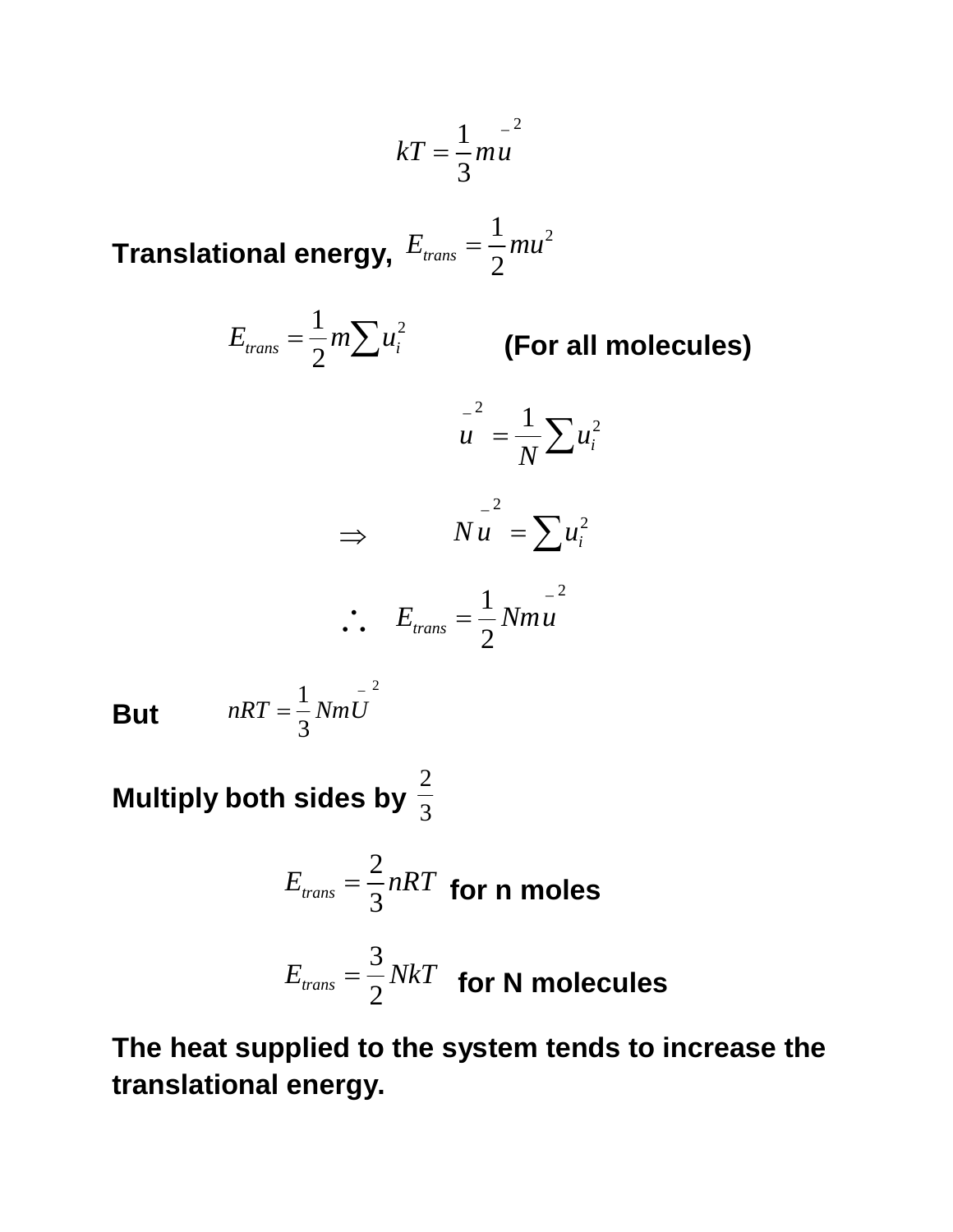$$kT = \frac{1}{3}m\bar{u}^2$$

**Translational energy,** $E_{trans} = \frac{1}{2}mu^2$

$$E_{trans} = \frac{1}{2}m\sum u_i^2$$ **(For all molecules)**

$$\bar{u}^2 = \frac{1}{N}\sum u_i^2$$

$$\Rightarrow \quad N\bar{u}^2 = \sum u_i^2$$

$$\therefore \quad E_{trans} = \frac{1}{2}Nm\bar{u}^2$$

**But** $nRT = \frac{1}{3}Nm\bar{U}^2$

**Multiply both sides by** $\frac{2}{3}$

$$E_{trans} = \frac{2}{3}nRT$$ **for n moles**

$$E_{trans} = \frac{3}{2}NkT$$ **for N molecules**

**The heat supplied to the system tends to increase the translational energy.**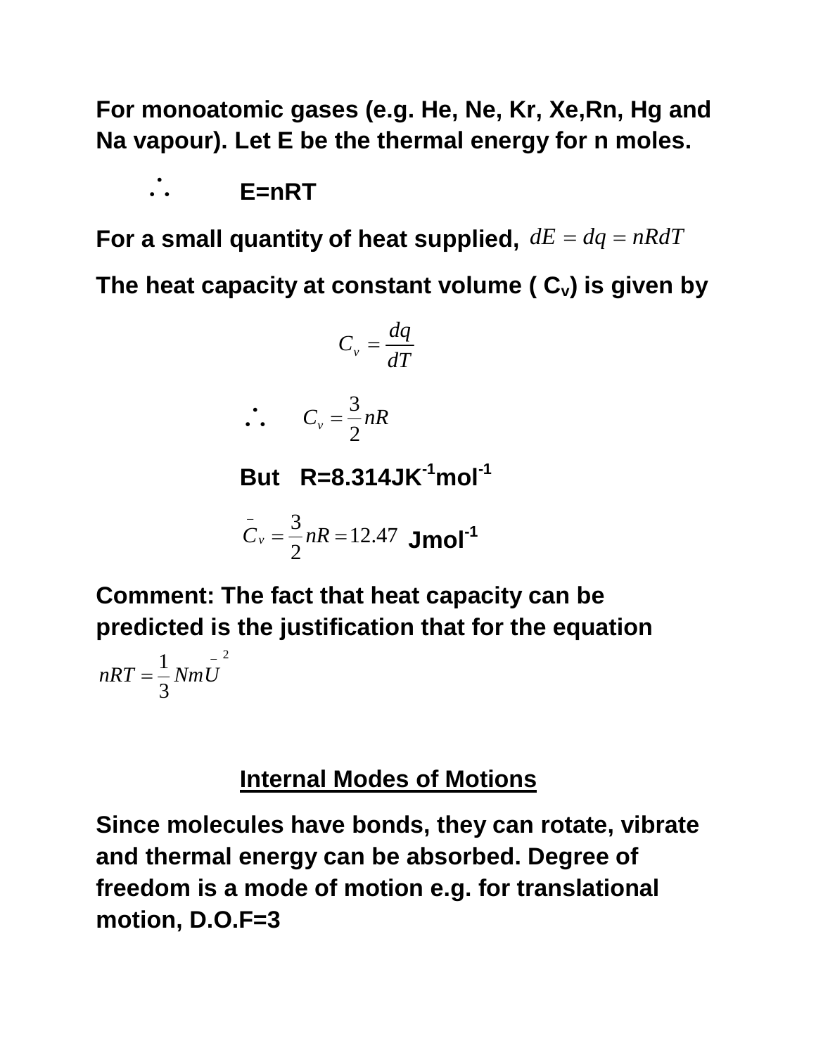**For monoatomic gases (e.g. He, Ne, Kr, Xe,Rn, Hg and Na vapour). Let E be the thermal energy for n moles.**

$$\therefore \quad E=nRT$$

**For a small quantity of heat supplied,** $dE = dq = nRdT$

**The heat capacity at constant volume ( $C_v$) is given by**

$$C_v = \frac{dq}{dT}$$

$$\therefore \quad C_v = \frac{3}{2}nR$$

**But R=8.314JK$^{-1}$mol$^{-1}$**

$$\bar{C}_v = \frac{3}{2}nR = 12.47 \text{ Jmol}^{-1}$$

**Comment: The fact that heat capacity can be predicted is the justification that for the equation**

$$nRT = \frac{1}{3}Nm\bar{U}^2$$

## Internal Modes of Motions

**Since molecules have bonds, they can rotate, vibrate and thermal energy can be absorbed. Degree of freedom is a mode of motion e.g. for translational motion, D.O.F=3**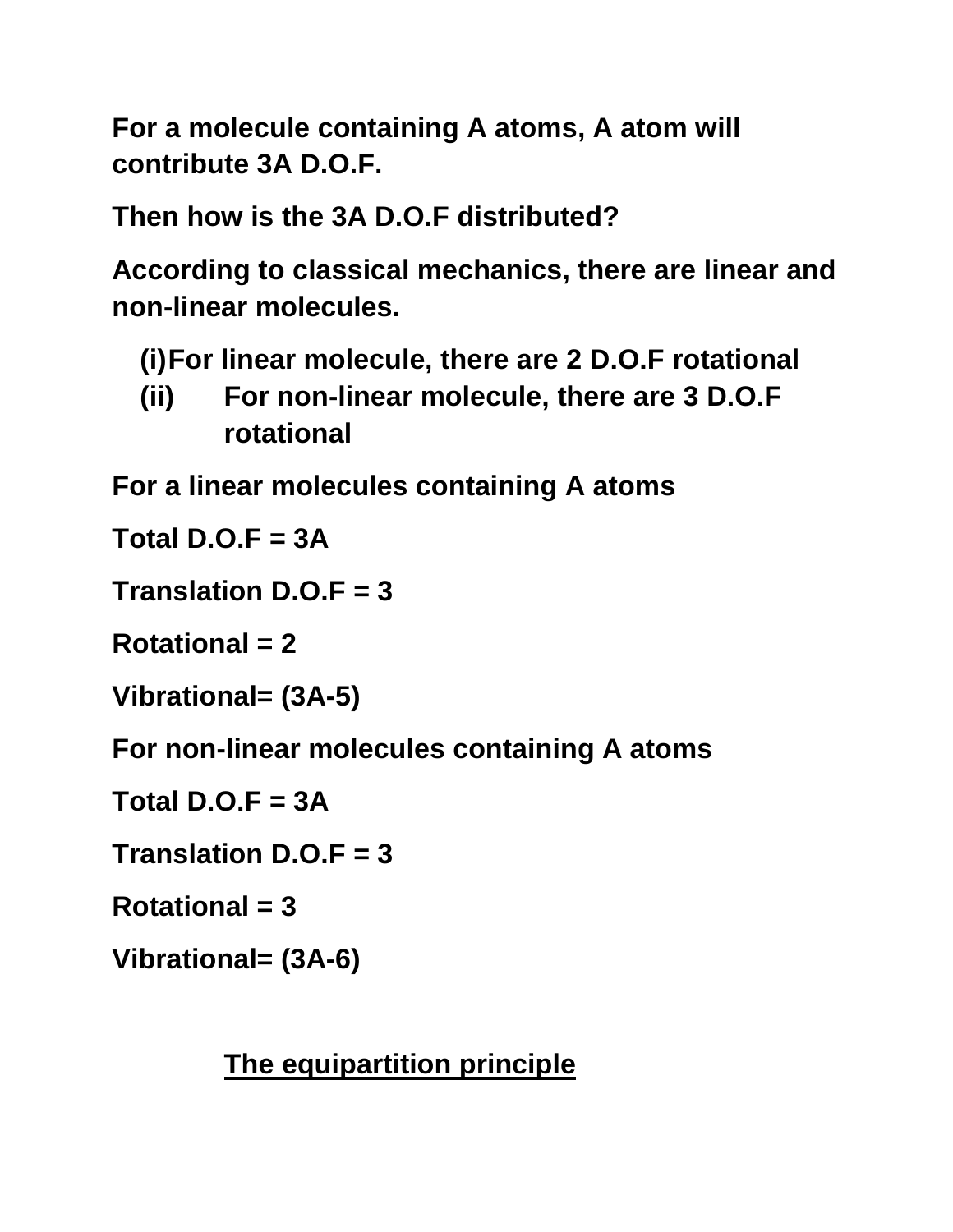**For a molecule containing A atoms, A atom will contribute 3A D.O.F.**

**Then how is the 3A D.O.F distributed?**

**According to classical mechanics, there are linear and non-linear molecules.**

(i) **For linear molecule, there are 2 D.O.F rotational**
(ii) **For non-linear molecule, there are 3 D.O.F rotational**

**For a linear molecules containing A atoms**

**Total D.O.F = 3A**

**Translation D.O.F = 3**

**Rotational = 2**

**Vibrational= (3A-5)**

**For non-linear molecules containing A atoms**

**Total D.O.F = 3A**

**Translation D.O.F = 3**

**Rotational = 3**

**Vibrational= (3A-6)**

## <u>The equipartition principle</u>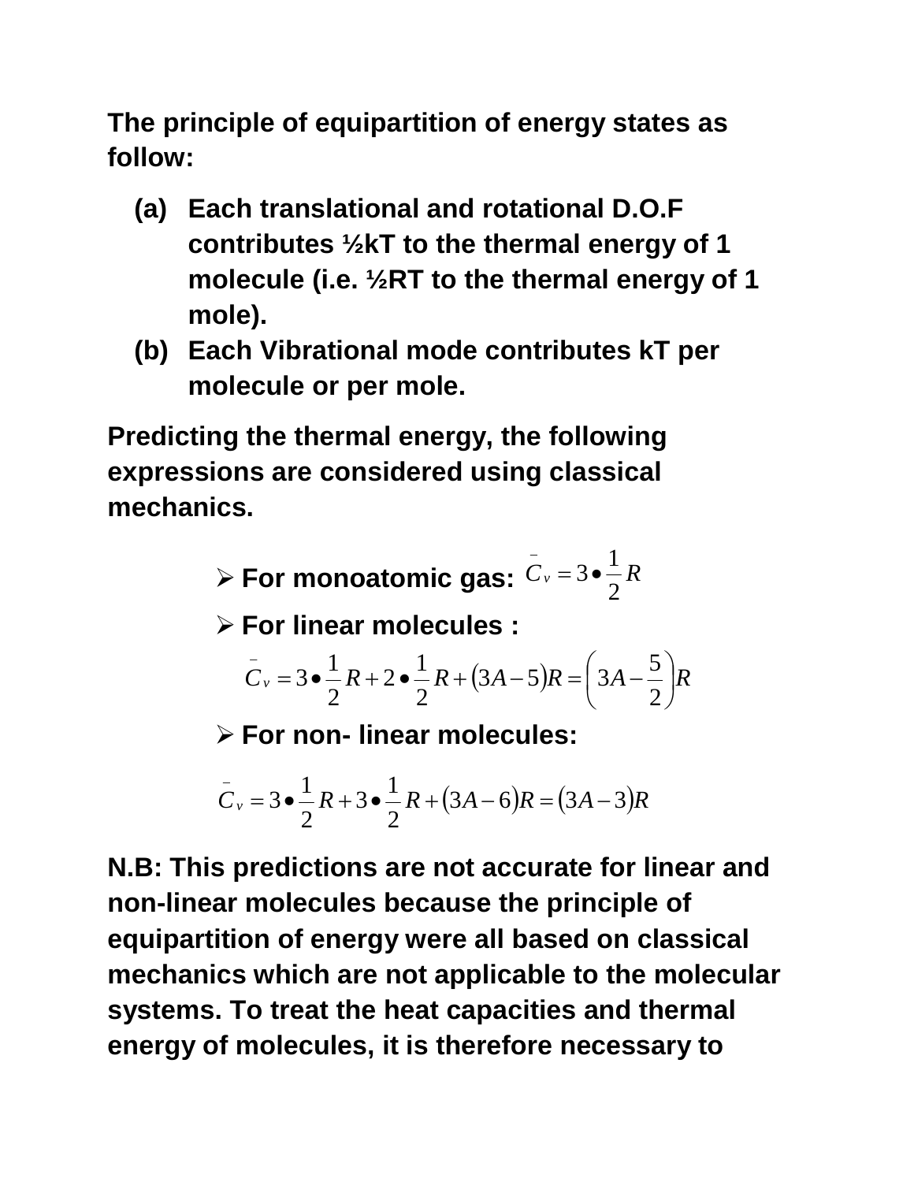**The principle of equipartition of energy states as follow:**

- **(a) Each translational and rotational D.O.F contributes ½kT to the thermal energy of 1 molecule (i.e. ½RT to the thermal energy of 1 mole).**
- **(b) Each Vibrational mode contributes kT per molecule or per mole.**

**Predicting the thermal energy, the following expressions are considered using classical mechanics.**

- **For monoatomic gas:** $\bar{C}_v = 3 \bullet \frac{1}{2} R$
- **For linear molecules :**

$$\bar{C}_v = 3 \bullet \frac{1}{2} R + 2 \bullet \frac{1}{2} R + (3A - 5)R = \left( 3A - \frac{5}{2} \right) R$$

- **For non- linear molecules:**

$$\bar{C}_v = 3 \bullet \frac{1}{2} R + 3 \bullet \frac{1}{2} R + (3A - 6)R = (3A - 3)R$$

**N.B: This predictions are not accurate for linear and non-linear molecules because the principle of equipartition of energy were all based on classical mechanics which are not applicable to the molecular systems. To treat the heat capacities and thermal energy of molecules, it is therefore necessary to**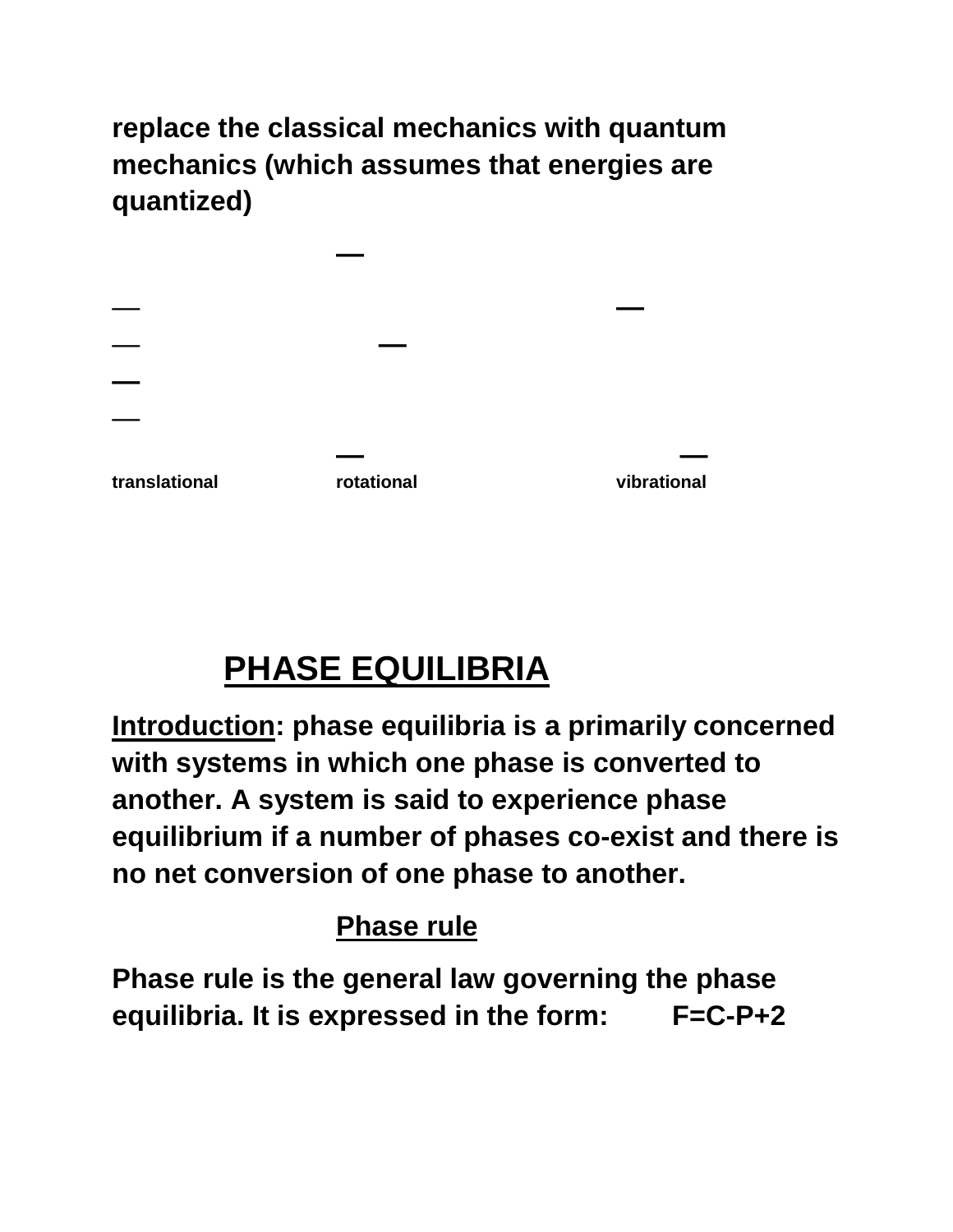**replace the classical mechanics with quantum mechanics (which assumes that energies are quantized)**

translational rotational vibrational

## PHASE EQUILIBRIA

**Introduction: phase equilibria is a primarily concerned with systems in which one phase is converted to another. A system is said to experience phase equilibrium if a number of phases co-exist and there is no net conversion of one phase to another.**

### Phase rule

**Phase rule is the general law governing the phase equilibria. It is expressed in the form:** $F=C-P+2$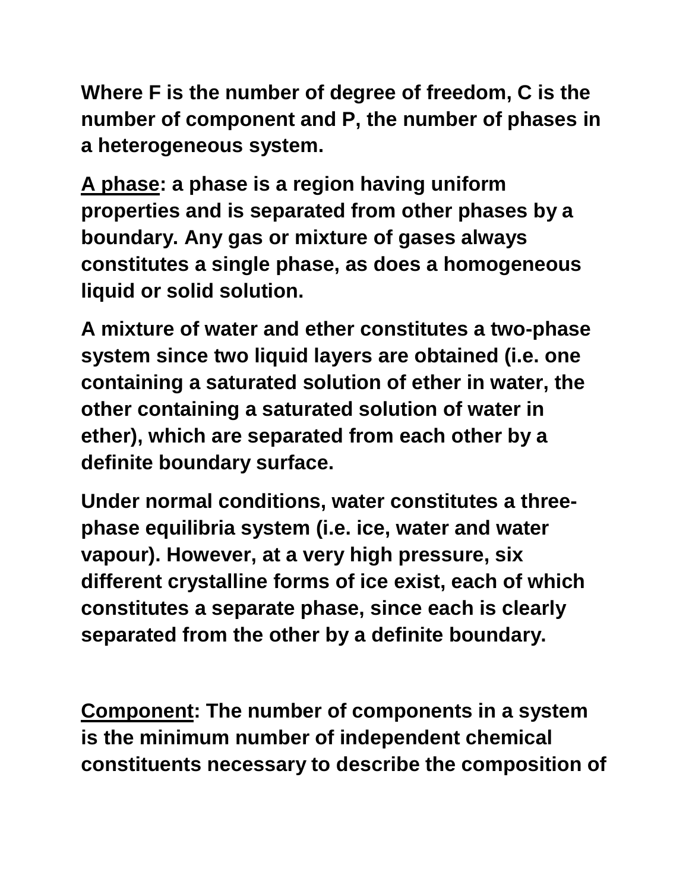**Where F is the number of degree of freedom, C is the number of component and P, the number of phases in a heterogeneous system.**

**<u>A phase</u>: a phase is a region having uniform properties and is separated from other phases by a boundary. Any gas or mixture of gases always constitutes a single phase, as does a homogeneous liquid or solid solution.**

**A mixture of water and ether constitutes a two-phase system since two liquid layers are obtained (i.e. one containing a saturated solution of ether in water, the other containing a saturated solution of water in ether), which are separated from each other by a definite boundary surface.**

**Under normal conditions, water constitutes a three-phase equilibria system (i.e. ice, water and water vapour). However, at a very high pressure, six different crystalline forms of ice exist, each of which constitutes a separate phase, since each is clearly separated from the other by a definite boundary.**

**<u>Component</u>: The number of components in a system is the minimum number of independent chemical constituents necessary to describe the composition of**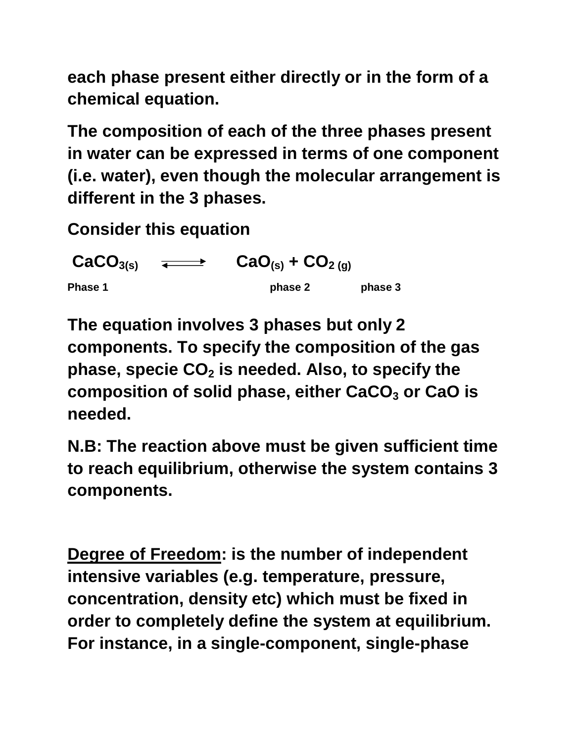**each phase present either directly or in the form of a chemical equation.**

**The composition of each of the three phases present in water can be expressed in terms of one component (i.e. water), even though the molecular arrangement is different in the 3 phases.**

**Consider this equation**

$$CaCO_{3(s)} \rightleftharpoons CaO_{(s)} + CO_{2\,(g)}$$

**Phase 1 phase 2 phase 3**

**The equation involves 3 phases but only 2 components. To specify the composition of the gas phase, specie $CO_2$ is needed. Also, to specify the composition of solid phase, either $CaCO_3$ or CaO is needed.**

**N.B: The reaction above must be given sufficient time to reach equilibrium, otherwise the system contains 3 components.**

**<u>Degree of Freedom</u>: is the number of independent intensive variables (e.g. temperature, pressure, concentration, density etc) which must be fixed in order to completely define the system at equilibrium. For instance, in a single-component, single-phase**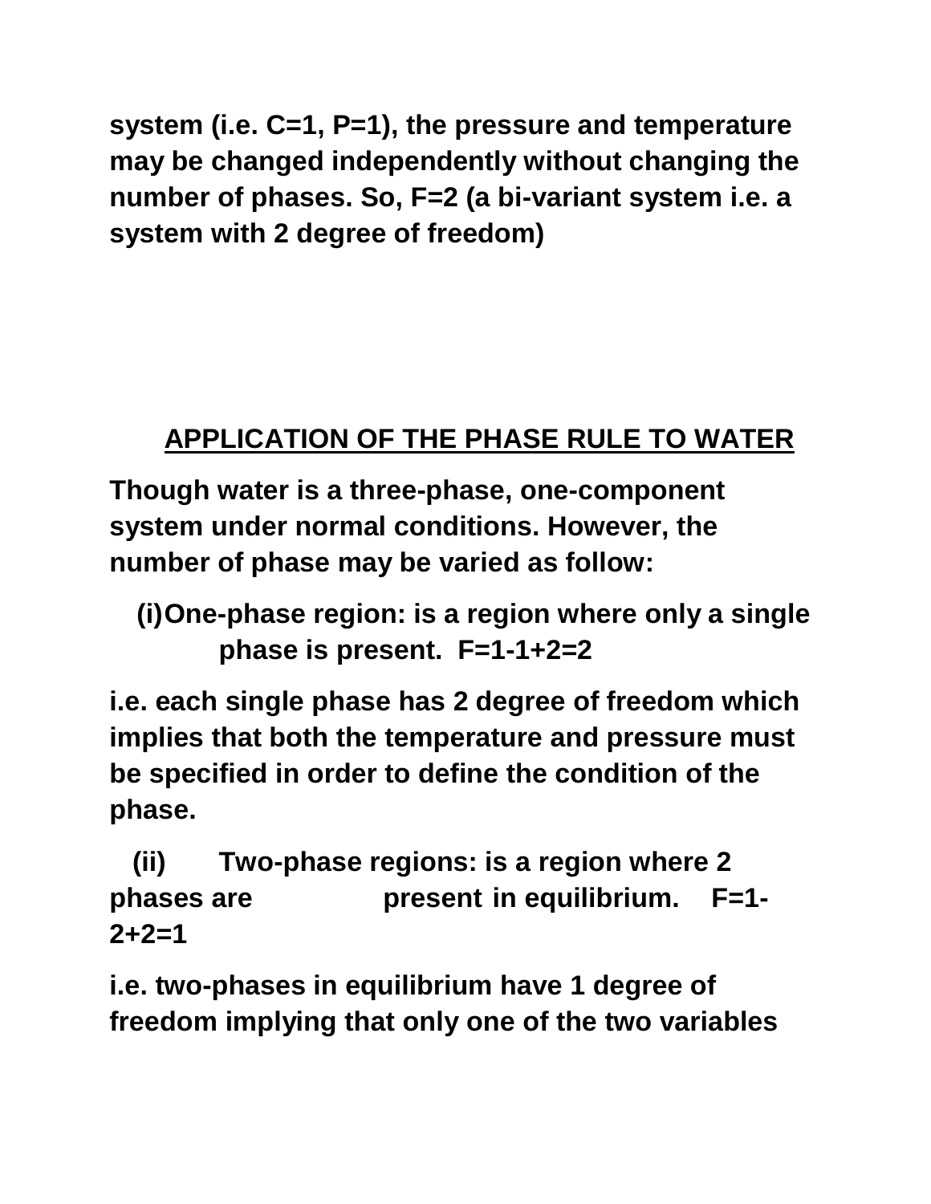system (i.e. C=1, P=1), the pressure and temperature may be changed independently without changing the number of phases. So, F=2 (a bi-variant system i.e. a system with 2 degree of freedom)

## APPLICATION OF THE PHASE RULE TO WATER

Though water is a three-phase, one-component system under normal conditions. However, the number of phase may be varied as follow:

(i) One-phase region: is a region where only a single phase is present. F=1-1+2=2

i.e. each single phase has 2 degree of freedom which implies that both the temperature and pressure must be specified in order to define the condition of the phase.

(ii) Two-phase regions: is a region where 2 phases are present in equilibrium. F=1-2+2=1

i.e. two-phases in equilibrium have 1 degree of freedom implying that only one of the two variables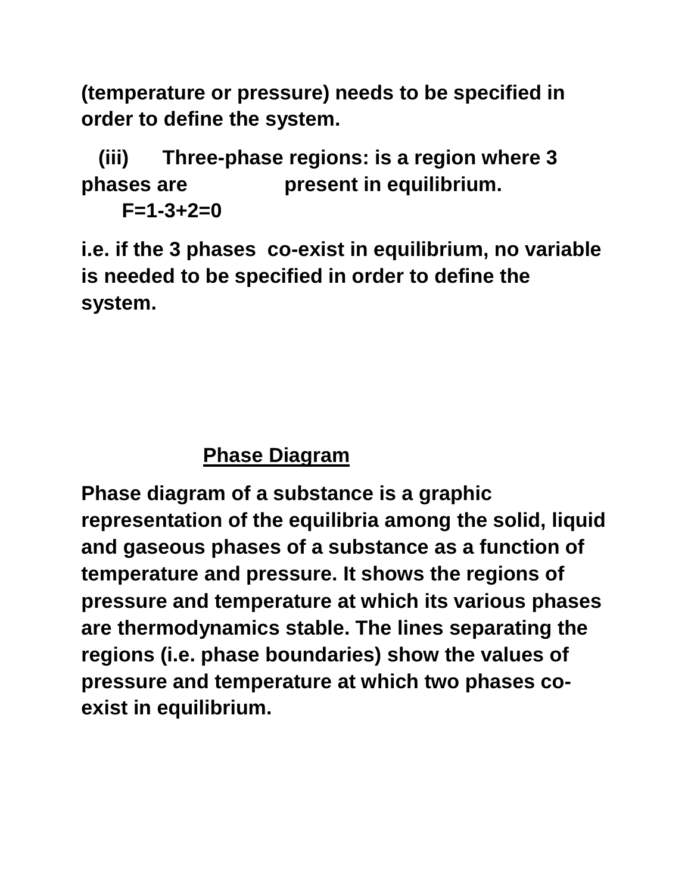**(temperature or pressure) needs to be specified in order to define the system.**

**(iii) Three-phase regions: is a region where 3 phases are present in equilibrium.**

$$F=1-3+2=0$$

**i.e. if the 3 phases co-exist in equilibrium, no variable is needed to be specified in order to define the system.**

## Phase Diagram

**Phase diagram of a substance is a graphic representation of the equilibria among the solid, liquid and gaseous phases of a substance as a function of temperature and pressure. It shows the regions of pressure and temperature at which its various phases are thermodynamics stable. The lines separating the regions (i.e. phase boundaries) show the values of pressure and temperature at which two phases co-exist in equilibrium.**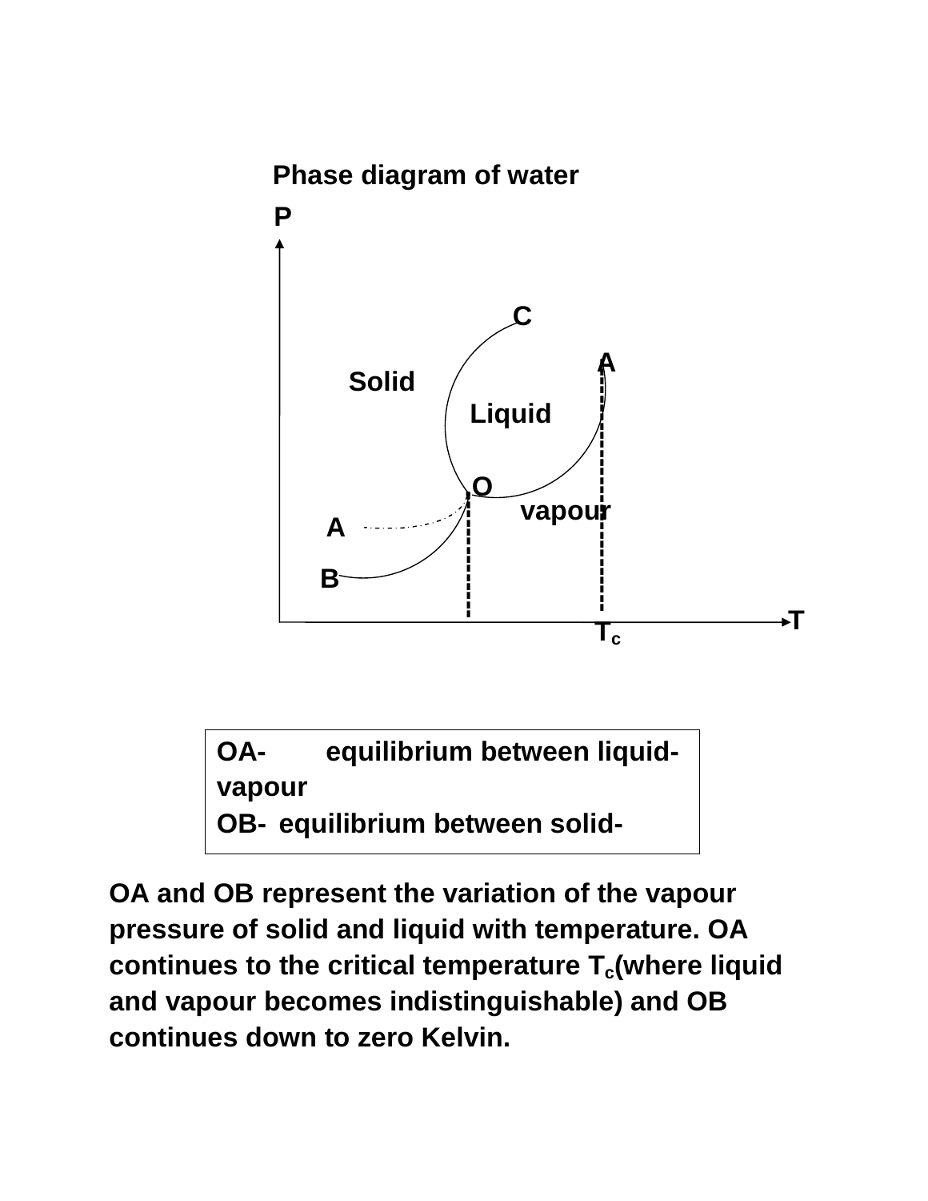**Phase diagram of water**

P

C

A

Solid

Liquid

O

vapour

A

B

T

$T_c$

OA- equilibrium between liquid-vapour
OB- equilibrium between solid-

**OA and OB represent the variation of the vapour pressure of solid and liquid with temperature. OA continues to the critical temperature $T_c$(where liquid and vapour becomes indistinguishable) and OB continues down to zero Kelvin.**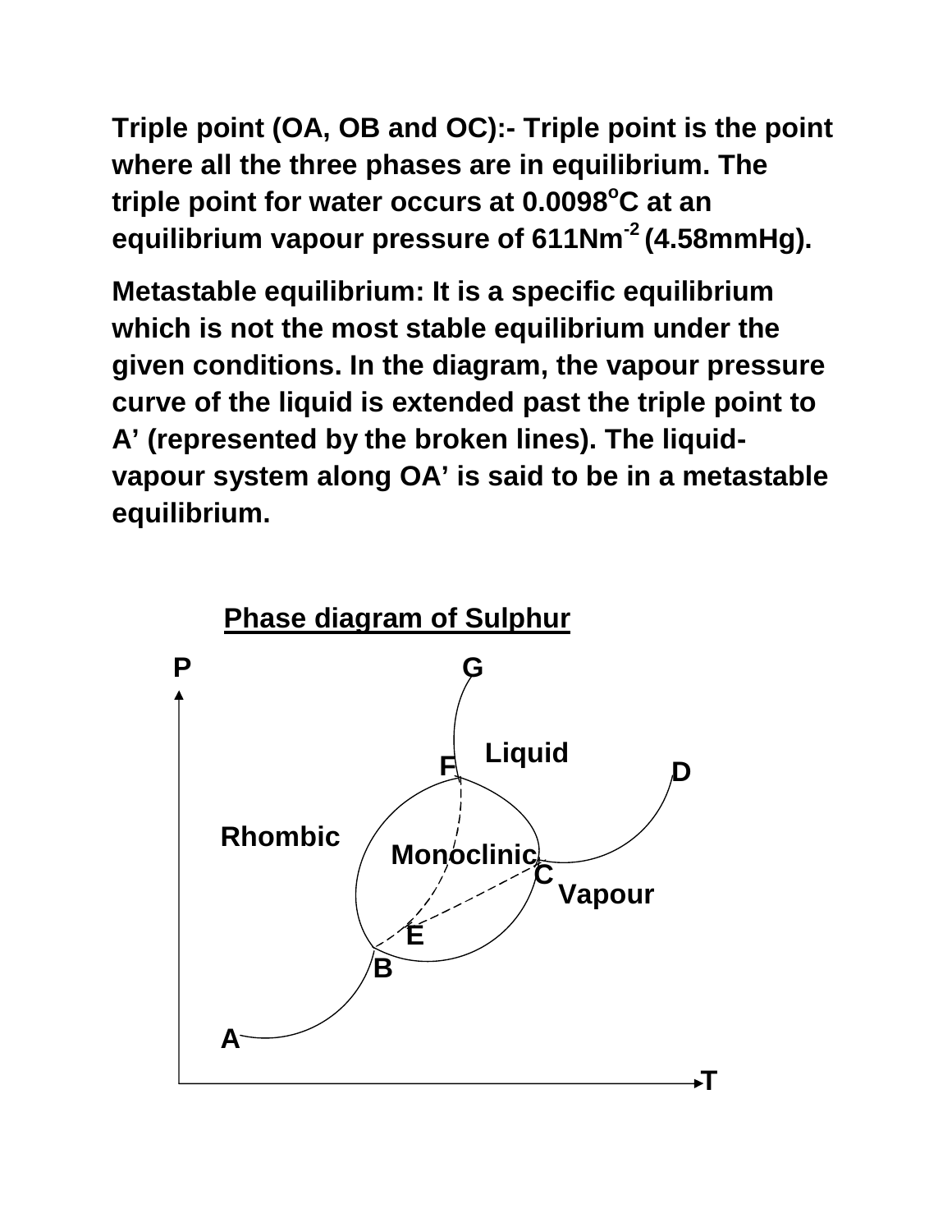**Triple point (OA, OB and OC):- Triple point is the point where all the three phases are in equilibrium. The triple point for water occurs at 0.0098$^{o}$C at an equilibrium vapour pressure of 611Nm$^{-2}$ (4.58mmHg).**

**Metastable equilibrium: It is a specific equilibrium which is not the most stable equilibrium under the given conditions. In the diagram, the vapour pressure curve of the liquid is extended past the triple point to A' (represented by the broken lines). The liquid-vapour system along OA' is said to be in a metastable equilibrium.**

**Phase diagram of Sulphur**

**P** **G** **Liquid** **F** **D** **Rhombic** **Monoclinic** **C** **Vapour** **E** **B** **A** **T**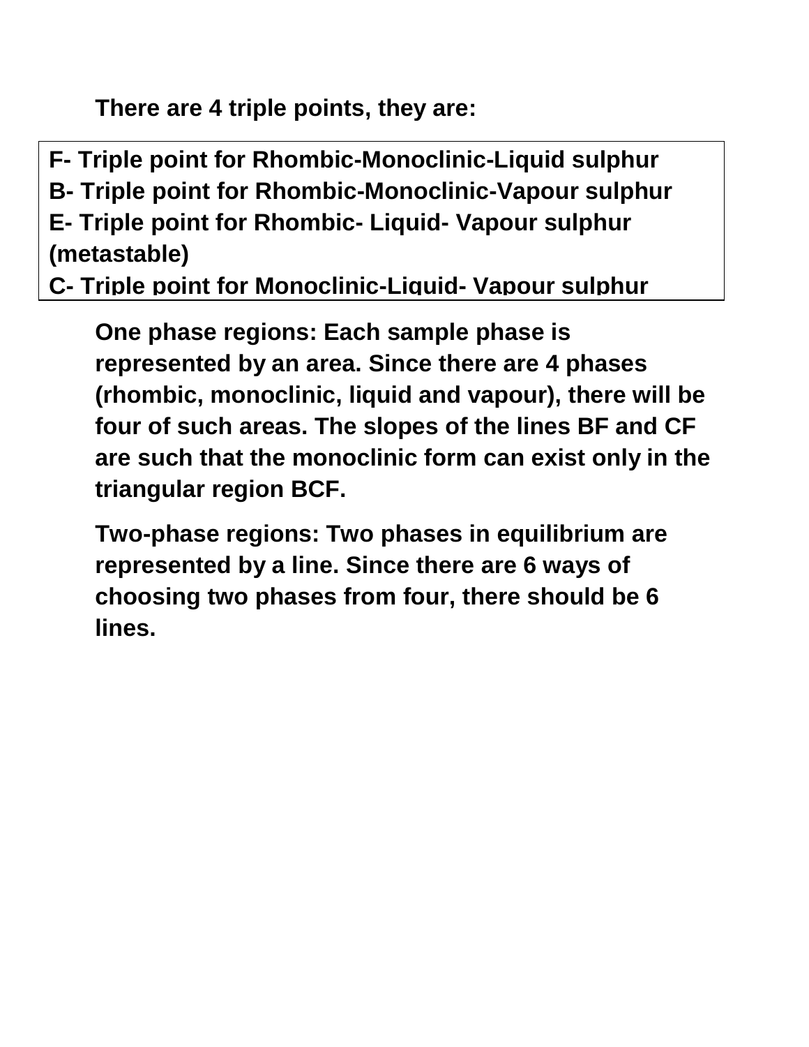**There are 4 triple points, they are:**

**F- Triple point for Rhombic-Monoclinic-Liquid sulphur**
**B- Triple point for Rhombic-Monoclinic-Vapour sulphur**
**E- Triple point for Rhombic- Liquid- Vapour sulphur (metastable)**
**C- Triple point for Monoclinic-Liquid- Vapour sulphur**

**One phase regions: Each sample phase is represented by an area. Since there are 4 phases (rhombic, monoclinic, liquid and vapour), there will be four of such areas. The slopes of the lines BF and CF are such that the monoclinic form can exist only in the triangular region BCF.**

**Two-phase regions: Two phases in equilibrium are represented by a line. Since there are 6 ways of choosing two phases from four, there should be 6 lines.**